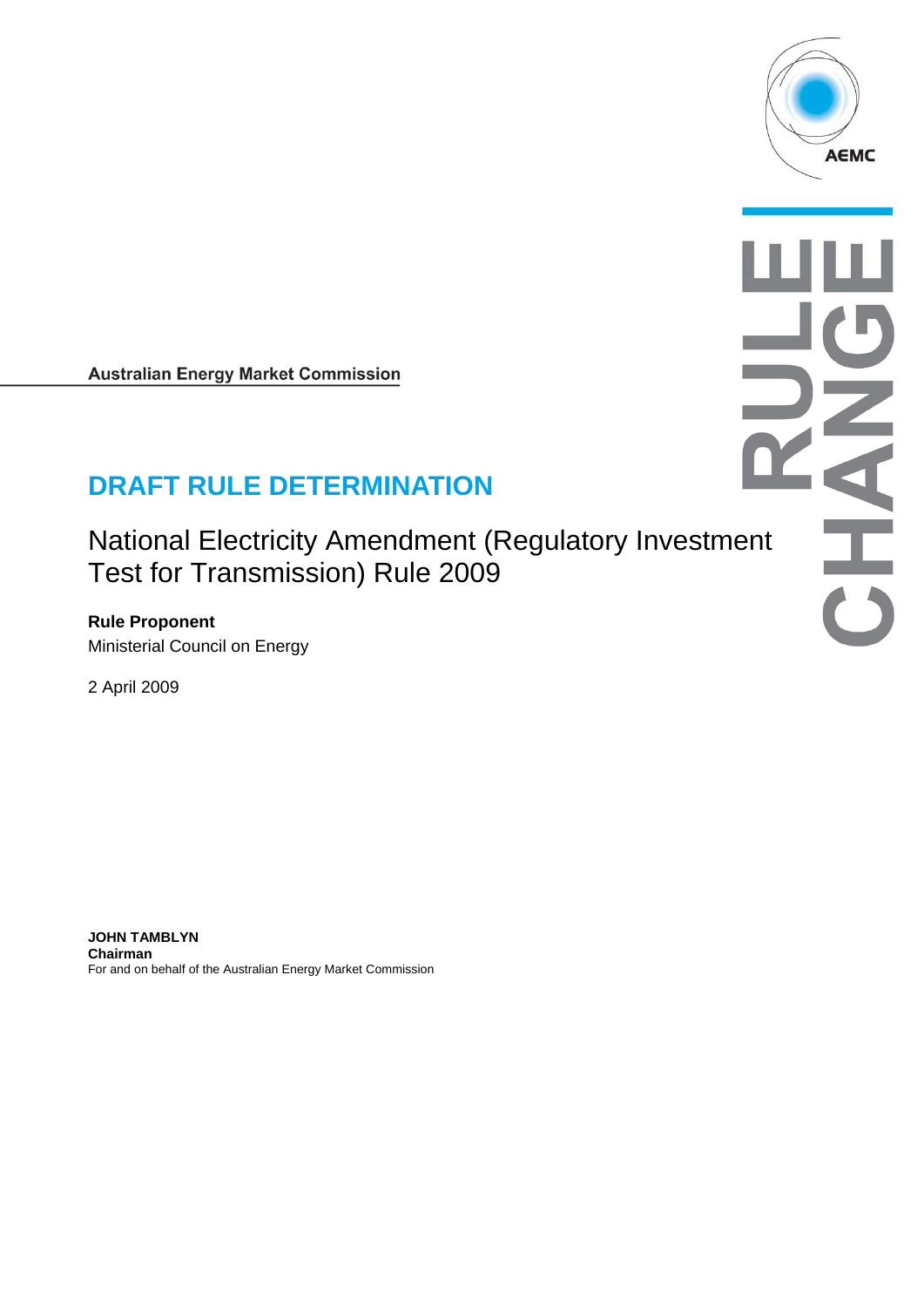Australian Energy Market Commission

# DRAFT RULE DETERMINATION

## National Electricity Amendment (Regulatory Investment Test for Transmission) Rule 2009

**Rule Proponent**

Ministerial Council on Energy

2 April 2009

**JOHN TAMBLYN**
**Chairman**
For and on behalf of the Australian Energy Market Commission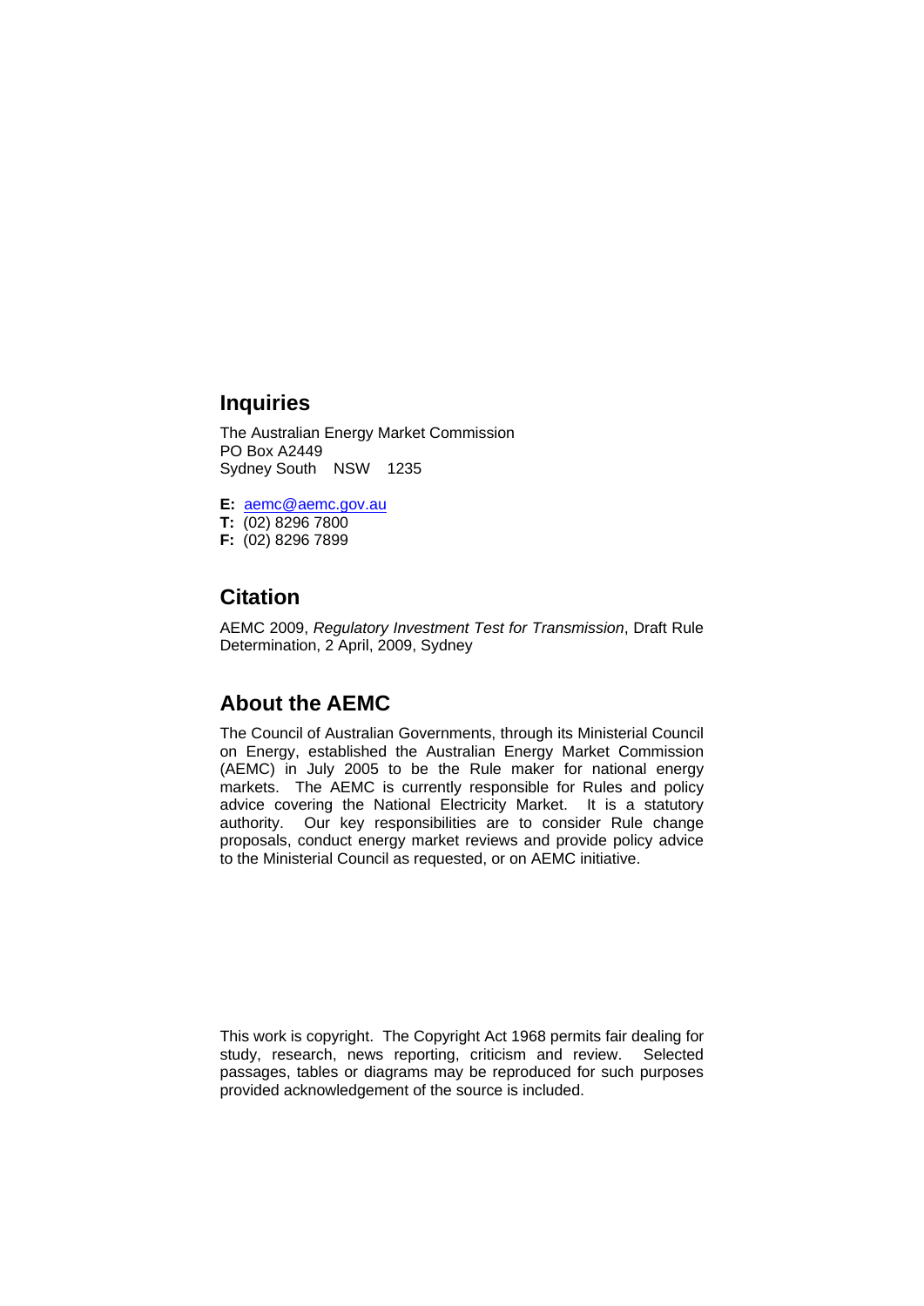## Inquiries

The Australian Energy Market Commission
PO Box A2449
Sydney South NSW 1235

**E:** aemc@aemc.gov.au
**T:** (02) 8296 7800
**F:** (02) 8296 7899

## Citation

AEMC 2009, *Regulatory Investment Test for Transmission*, Draft Rule Determination, 2 April, 2009, Sydney

## About the AEMC

The Council of Australian Governments, through its Ministerial Council on Energy, established the Australian Energy Market Commission (AEMC) in July 2005 to be the Rule maker for national energy markets. The AEMC is currently responsible for Rules and policy advice covering the National Electricity Market. It is a statutory authority. Our key responsibilities are to consider Rule change proposals, conduct energy market reviews and provide policy advice to the Ministerial Council as requested, or on AEMC initiative.

This work is copyright. The Copyright Act 1968 permits fair dealing for study, research, news reporting, criticism and review. Selected passages, tables or diagrams may be reproduced for such purposes provided acknowledgement of the source is included.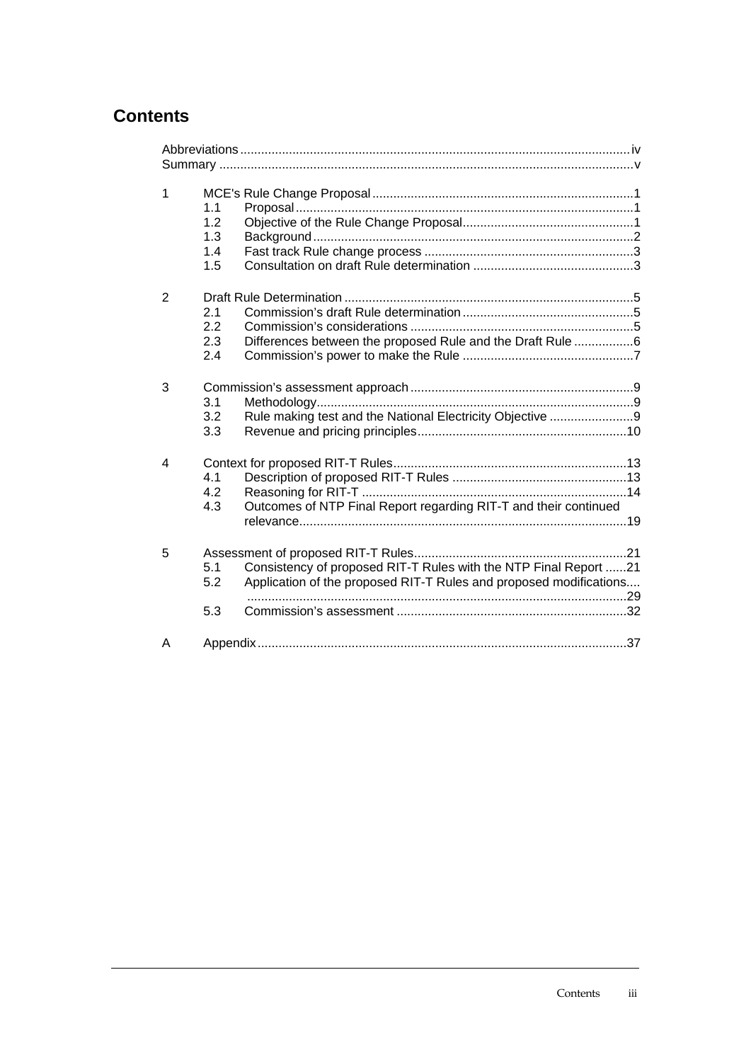# Contents

Abbreviations .......... iv
Summary .......... v

1 MCE's Rule Change Proposal .......... 1
- 1.1 Proposal .......... 1
- 1.2 Objective of the Rule Change Proposal .......... 1
- 1.3 Background .......... 2
- 1.4 Fast track Rule change process .......... 3
- 1.5 Consultation on draft Rule determination .......... 3

2 Draft Rule Determination .......... 5
- 2.1 Commission's draft Rule determination .......... 5
- 2.2 Commission's considerations .......... 5
- 2.3 Differences between the proposed Rule and the Draft Rule .......... 6
- 2.4 Commission's power to make the Rule .......... 7

3 Commission's assessment approach .......... 9
- 3.1 Methodology .......... 9
- 3.2 Rule making test and the National Electricity Objective .......... 9
- 3.3 Revenue and pricing principles .......... 10

4 Context for proposed RIT-T Rules .......... 13
- 4.1 Description of proposed RIT-T Rules .......... 13
- 4.2 Reasoning for RIT-T .......... 14
- 4.3 Outcomes of NTP Final Report regarding RIT-T and their continued relevance .......... 19

5 Assessment of proposed RIT-T Rules .......... 21
- 5.1 Consistency of proposed RIT-T Rules with the NTP Final Report .......... 21
- 5.2 Application of the proposed RIT-T Rules and proposed modifications .......... 29
- 5.3 Commission's assessment .......... 32

A Appendix .......... 37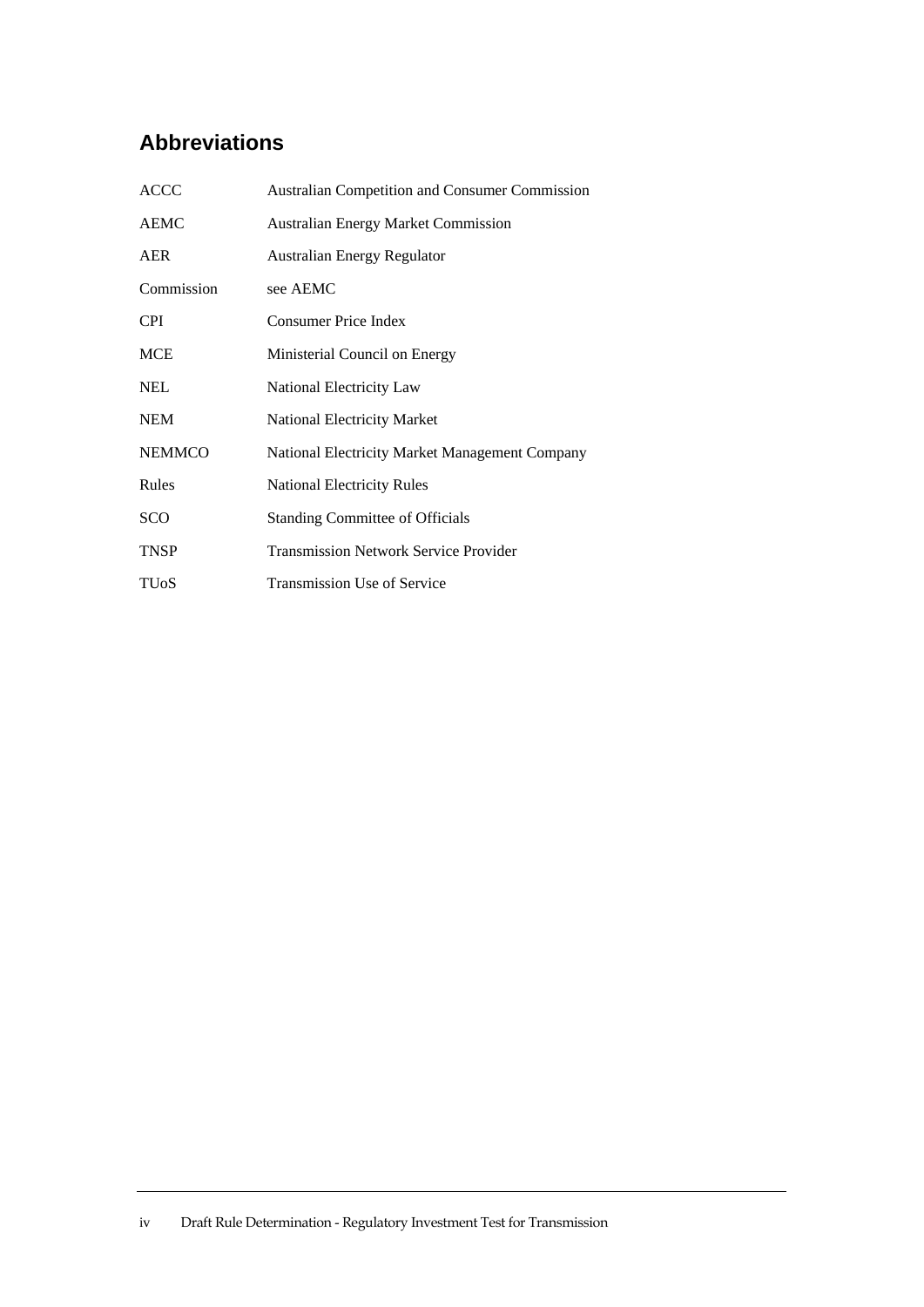## Abbreviations

| | |
|---|---|
| ACCC | Australian Competition and Consumer Commission |
| AEMC | Australian Energy Market Commission |
| AER | Australian Energy Regulator |
| Commission | see AEMC |
| CPI | Consumer Price Index |
| MCE | Ministerial Council on Energy |
| NEL | National Electricity Law |
| NEM | National Electricity Market |
| NEMMCO | National Electricity Market Management Company |
| Rules | National Electricity Rules |
| SCO | Standing Committee of Officials |
| TNSP | Transmission Network Service Provider |
| TUoS | Transmission Use of Service |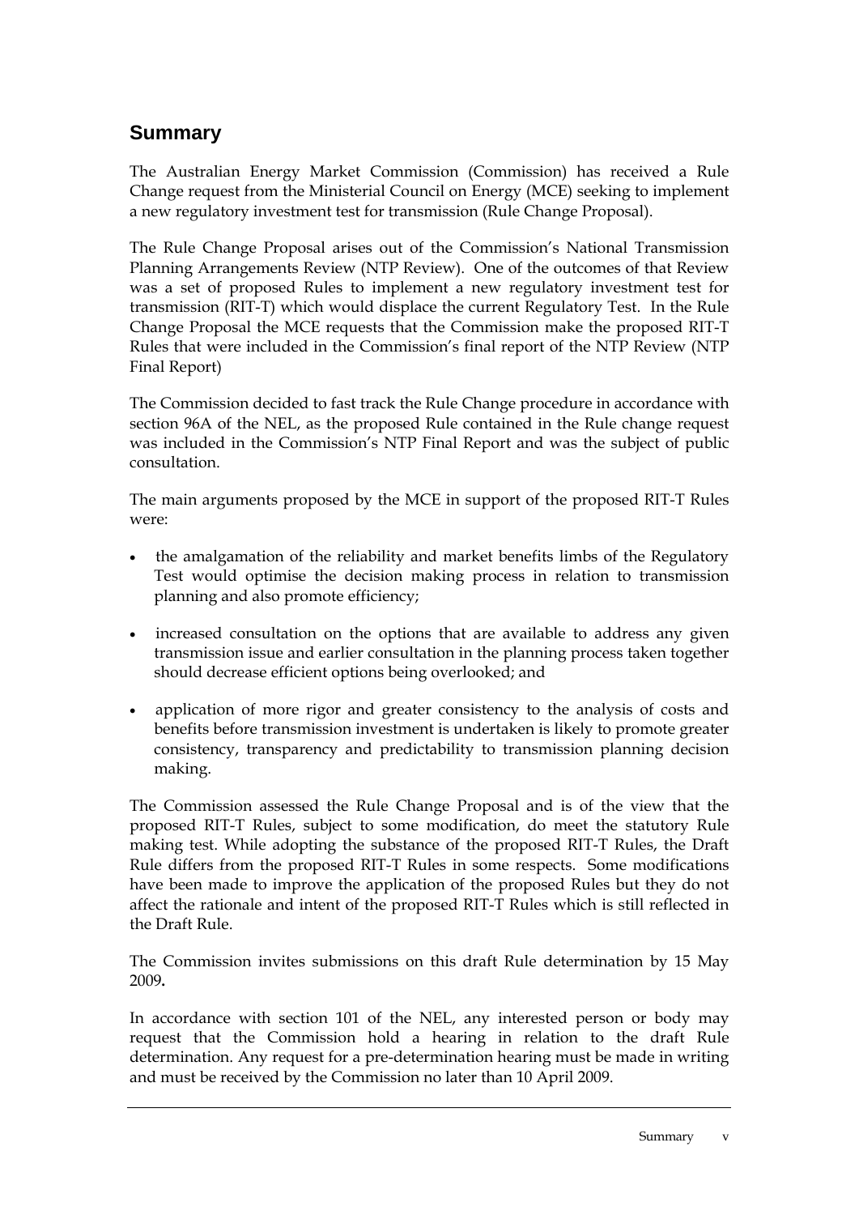## Summary

The Australian Energy Market Commission (Commission) has received a Rule Change request from the Ministerial Council on Energy (MCE) seeking to implement a new regulatory investment test for transmission (Rule Change Proposal).

The Rule Change Proposal arises out of the Commission's National Transmission Planning Arrangements Review (NTP Review). One of the outcomes of that Review was a set of proposed Rules to implement a new regulatory investment test for transmission (RIT-T) which would displace the current Regulatory Test. In the Rule Change Proposal the MCE requests that the Commission make the proposed RIT-T Rules that were included in the Commission's final report of the NTP Review (NTP Final Report)

The Commission decided to fast track the Rule Change procedure in accordance with section 96A of the NEL, as the proposed Rule contained in the Rule change request was included in the Commission's NTP Final Report and was the subject of public consultation.

The main arguments proposed by the MCE in support of the proposed RIT-T Rules were:

- the amalgamation of the reliability and market benefits limbs of the Regulatory Test would optimise the decision making process in relation to transmission planning and also promote efficiency;
- increased consultation on the options that are available to address any given transmission issue and earlier consultation in the planning process taken together should decrease efficient options being overlooked; and
- application of more rigor and greater consistency to the analysis of costs and benefits before transmission investment is undertaken is likely to promote greater consistency, transparency and predictability to transmission planning decision making.

The Commission assessed the Rule Change Proposal and is of the view that the proposed RIT-T Rules, subject to some modification, do meet the statutory Rule making test. While adopting the substance of the proposed RIT-T Rules, the Draft Rule differs from the proposed RIT-T Rules in some respects. Some modifications have been made to improve the application of the proposed Rules but they do not affect the rationale and intent of the proposed RIT-T Rules which is still reflected in the Draft Rule.

The Commission invites submissions on this draft Rule determination by 15 May 2009**.**

In accordance with section 101 of the NEL, any interested person or body may request that the Commission hold a hearing in relation to the draft Rule determination. Any request for a pre-determination hearing must be made in writing and must be received by the Commission no later than 10 April 2009.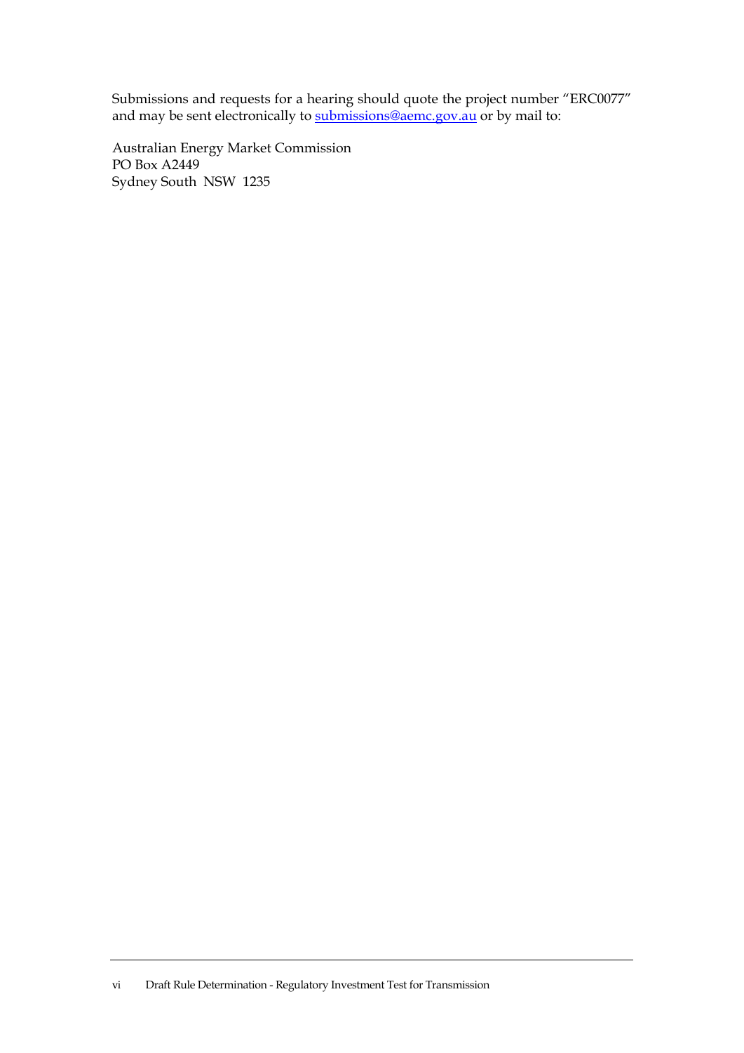Submissions and requests for a hearing should quote the project number "ERC0077" and may be sent electronically to submissions@aemc.gov.au or by mail to:

Australian Energy Market Commission
PO Box A2449
Sydney South NSW 1235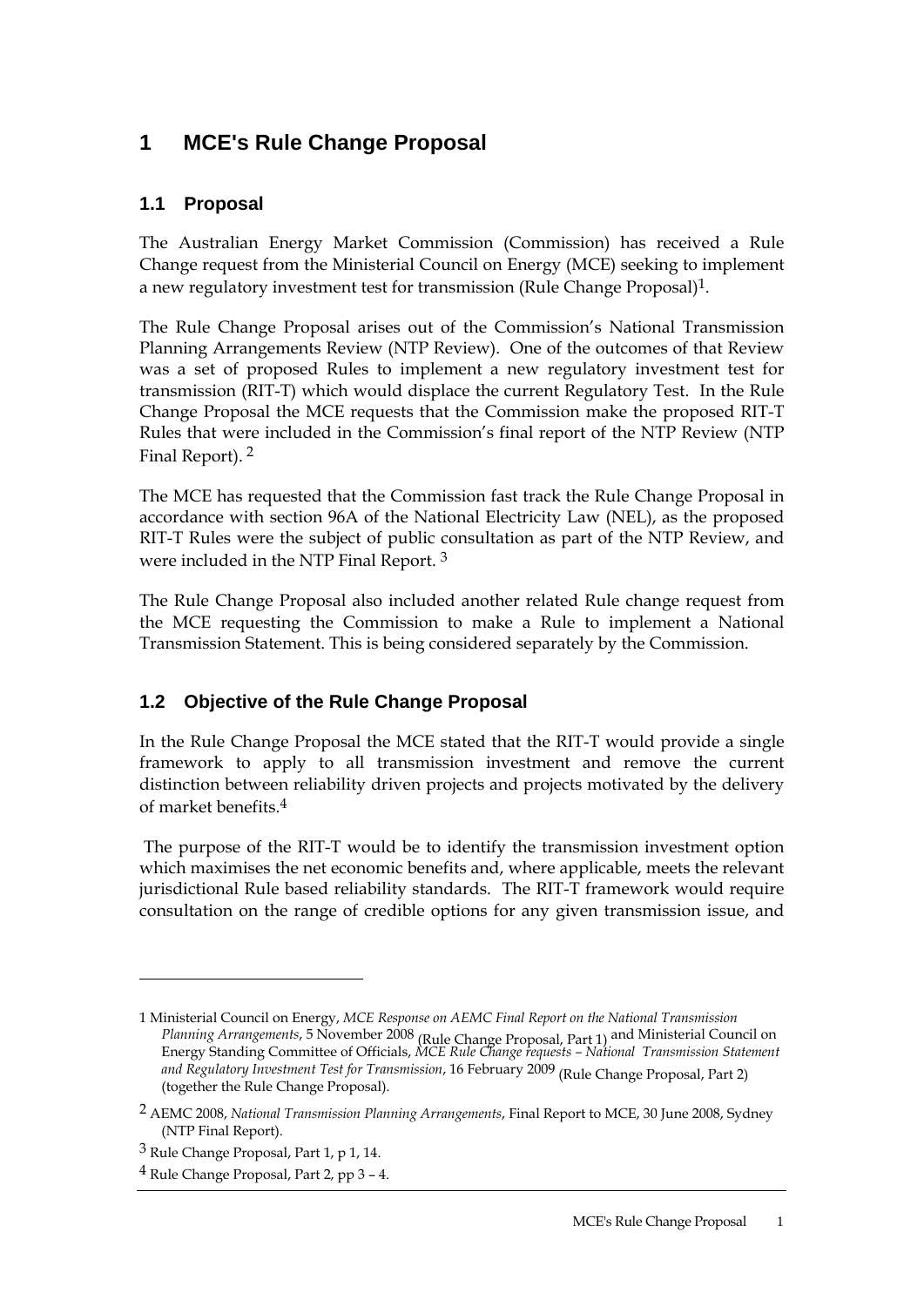# 1 MCE's Rule Change Proposal

## 1.1 Proposal

The Australian Energy Market Commission (Commission) has received a Rule Change request from the Ministerial Council on Energy (MCE) seeking to implement a new regulatory investment test for transmission (Rule Change Proposal)[1].

The Rule Change Proposal arises out of the Commission's National Transmission Planning Arrangements Review (NTP Review). One of the outcomes of that Review was a set of proposed Rules to implement a new regulatory investment test for transmission (RIT-T) which would displace the current Regulatory Test. In the Rule Change Proposal the MCE requests that the Commission make the proposed RIT-T Rules that were included in the Commission's final report of the NTP Review (NTP Final Report). [2]

The MCE has requested that the Commission fast track the Rule Change Proposal in accordance with section 96A of the National Electricity Law (NEL), as the proposed RIT-T Rules were the subject of public consultation as part of the NTP Review, and were included in the NTP Final Report. [3]

The Rule Change Proposal also included another related Rule change request from the MCE requesting the Commission to make a Rule to implement a National Transmission Statement. This is being considered separately by the Commission.

## 1.2 Objective of the Rule Change Proposal

In the Rule Change Proposal the MCE stated that the RIT-T would provide a single framework to apply to all transmission investment and remove the current distinction between reliability driven projects and projects motivated by the delivery of market benefits.[4]

The purpose of the RIT-T would be to identify the transmission investment option which maximises the net economic benefits and, where applicable, meets the relevant jurisdictional Rule based reliability standards. The RIT-T framework would require consultation on the range of credible options for any given transmission issue, and

---

1 Ministerial Council on Energy, *MCE Response on AEMC Final Report on the National Transmission Planning Arrangements*, 5 November 2008 (Rule Change Proposal, Part 1) and Ministerial Council on Energy Standing Committee of Officials, *MCE Rule Change requests – National Transmission Statement and Regulatory Investment Test for Transmission*, 16 February 2009 (Rule Change Proposal, Part 2) (together the Rule Change Proposal).

2 AEMC 2008, *National Transmission Planning Arrangements*, Final Report to MCE, 30 June 2008, Sydney (NTP Final Report).

3 Rule Change Proposal, Part 1, p 1, 14.

4 Rule Change Proposal, Part 2, pp 3 – 4.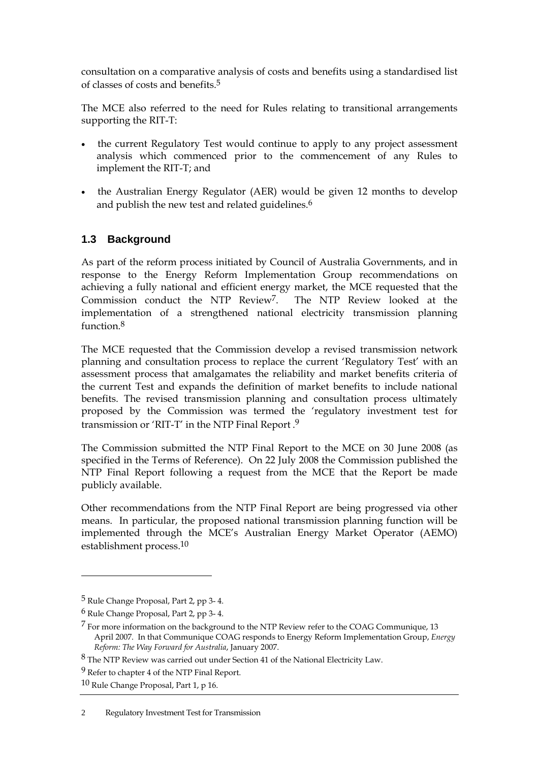consultation on a comparative analysis of costs and benefits using a standardised list of classes of costs and benefits.[5]

The MCE also referred to the need for Rules relating to transitional arrangements supporting the RIT-T:

- the current Regulatory Test would continue to apply to any project assessment analysis which commenced prior to the commencement of any Rules to implement the RIT-T; and
- the Australian Energy Regulator (AER) would be given 12 months to develop and publish the new test and related guidelines.[6]

## 1.3 Background

As part of the reform process initiated by Council of Australia Governments, and in response to the Energy Reform Implementation Group recommendations on achieving a fully national and efficient energy market, the MCE requested that the Commission conduct the NTP Review[7]. The NTP Review looked at the implementation of a strengthened national electricity transmission planning function.[8]

The MCE requested that the Commission develop a revised transmission network planning and consultation process to replace the current 'Regulatory Test' with an assessment process that amalgamates the reliability and market benefits criteria of the current Test and expands the definition of market benefits to include national benefits. The revised transmission planning and consultation process ultimately proposed by the Commission was termed the 'regulatory investment test for transmission or 'RIT-T' in the NTP Final Report .[9]

The Commission submitted the NTP Final Report to the MCE on 30 June 2008 (as specified in the Terms of Reference). On 22 July 2008 the Commission published the NTP Final Report following a request from the MCE that the Report be made publicly available.

Other recommendations from the NTP Final Report are being progressed via other means. In particular, the proposed national transmission planning function will be implemented through the MCE's Australian Energy Market Operator (AEMO) establishment process.[10]

---

[5] Rule Change Proposal, Part 2, pp 3- 4.

[6] Rule Change Proposal, Part 2, pp 3- 4.

[7] For more information on the background to the NTP Review refer to the COAG Communique, 13 April 2007. In that Communique COAG responds to Energy Reform Implementation Group, *Energy Reform: The Way Forward for Australia*, January 2007.

[8] The NTP Review was carried out under Section 41 of the National Electricity Law.

[9] Refer to chapter 4 of the NTP Final Report.

[10] Rule Change Proposal, Part 1, p 16.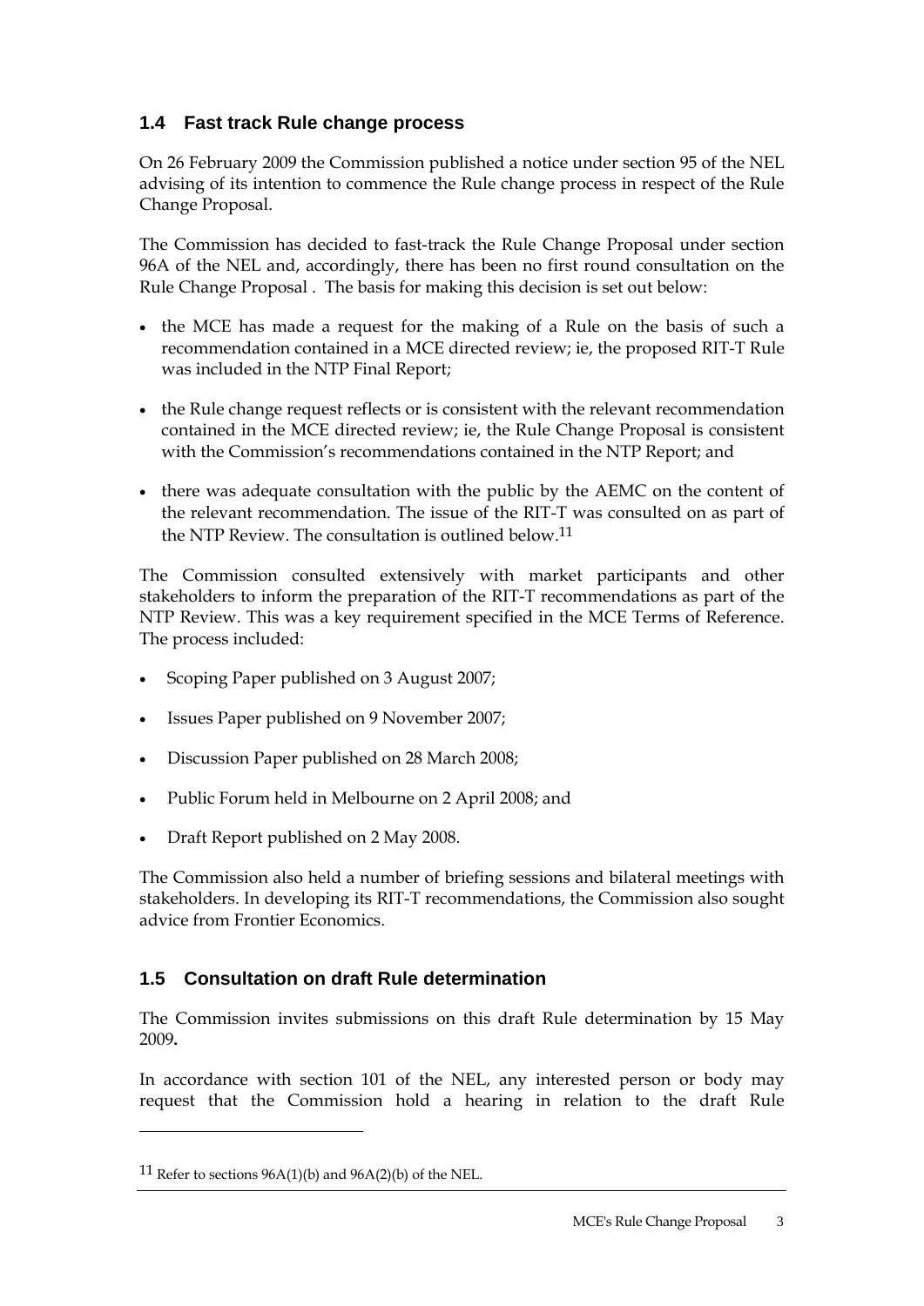## 1.4 Fast track Rule change process

On 26 February 2009 the Commission published a notice under section 95 of the NEL advising of its intention to commence the Rule change process in respect of the Rule Change Proposal.

The Commission has decided to fast-track the Rule Change Proposal under section 96A of the NEL and, accordingly, there has been no first round consultation on the Rule Change Proposal . The basis for making this decision is set out below:

- the MCE has made a request for the making of a Rule on the basis of such a recommendation contained in a MCE directed review; ie, the proposed RIT-T Rule was included in the NTP Final Report;
- the Rule change request reflects or is consistent with the relevant recommendation contained in the MCE directed review; ie, the Rule Change Proposal is consistent with the Commission's recommendations contained in the NTP Report; and
- there was adequate consultation with the public by the AEMC on the content of the relevant recommendation. The issue of the RIT-T was consulted on as part of the NTP Review. The consultation is outlined below.[11]

The Commission consulted extensively with market participants and other stakeholders to inform the preparation of the RIT-T recommendations as part of the NTP Review. This was a key requirement specified in the MCE Terms of Reference. The process included:

- Scoping Paper published on 3 August 2007;
- Issues Paper published on 9 November 2007;
- Discussion Paper published on 28 March 2008;
- Public Forum held in Melbourne on 2 April 2008; and
- Draft Report published on 2 May 2008.

The Commission also held a number of briefing sessions and bilateral meetings with stakeholders. In developing its RIT-T recommendations, the Commission also sought advice from Frontier Economics.

## 1.5 Consultation on draft Rule determination

The Commission invites submissions on this draft Rule determination by 15 May 2009**.**

In accordance with section 101 of the NEL, any interested person or body may request that the Commission hold a hearing in relation to the draft Rule

[11] Refer to sections 96A(1)(b) and 96A(2)(b) of the NEL.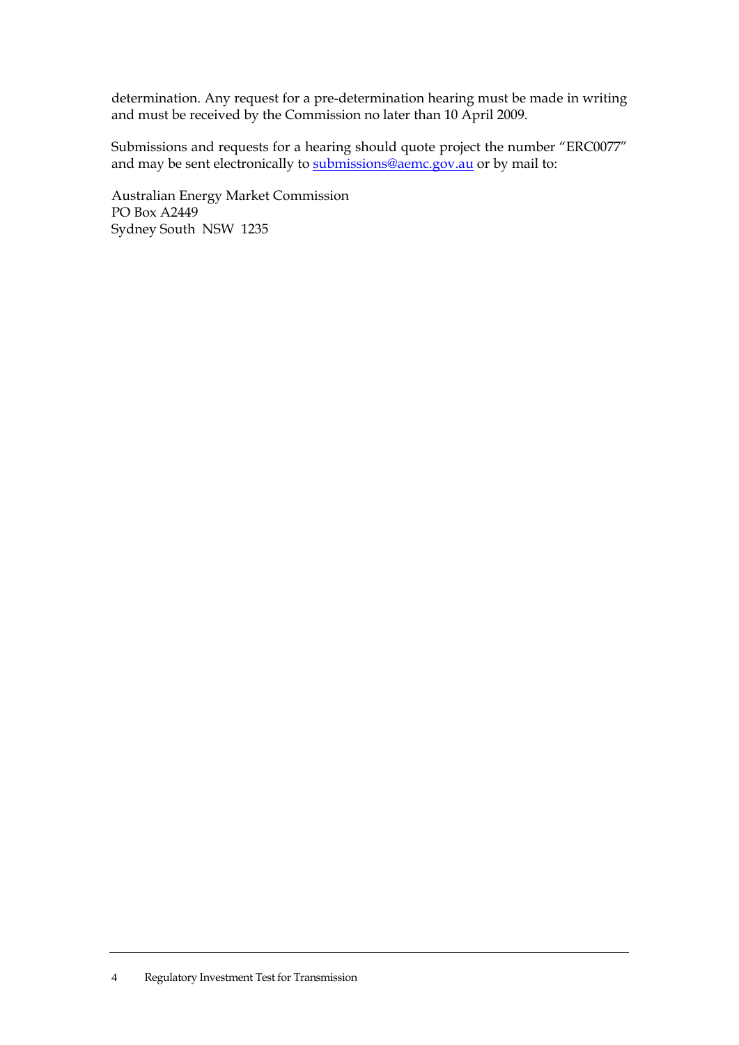determination. Any request for a pre-determination hearing must be made in writing and must be received by the Commission no later than 10 April 2009.

Submissions and requests for a hearing should quote project the number "ERC0077" and may be sent electronically to submissions@aemc.gov.au or by mail to:

Australian Energy Market Commission
PO Box A2449
Sydney South NSW 1235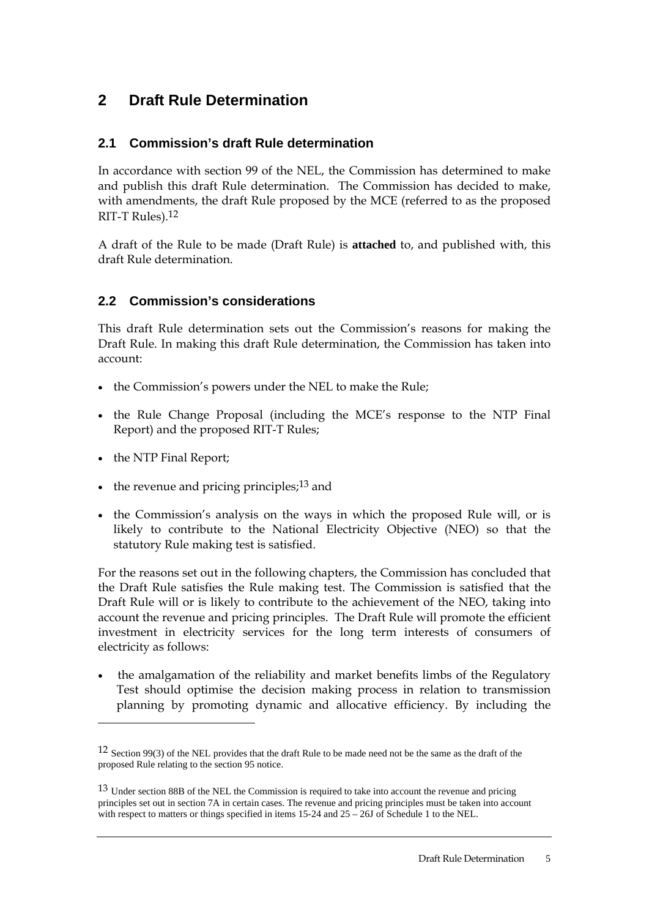# 2 Draft Rule Determination

## 2.1 Commission's draft Rule determination

In accordance with section 99 of the NEL, the Commission has determined to make and publish this draft Rule determination. The Commission has decided to make, with amendments, the draft Rule proposed by the MCE (referred to as the proposed RIT-T Rules).[12]

A draft of the Rule to be made (Draft Rule) is **attached** to, and published with, this draft Rule determination.

## 2.2 Commission's considerations

This draft Rule determination sets out the Commission's reasons for making the Draft Rule. In making this draft Rule determination, the Commission has taken into account:

- the Commission's powers under the NEL to make the Rule;
- the Rule Change Proposal (including the MCE's response to the NTP Final Report) and the proposed RIT-T Rules;
- the NTP Final Report;
- the revenue and pricing principles;[13] and
- the Commission's analysis on the ways in which the proposed Rule will, or is likely to contribute to the National Electricity Objective (NEO) so that the statutory Rule making test is satisfied.

For the reasons set out in the following chapters, the Commission has concluded that the Draft Rule satisfies the Rule making test. The Commission is satisfied that the Draft Rule will or is likely to contribute to the achievement of the NEO, taking into account the revenue and pricing principles. The Draft Rule will promote the efficient investment in electricity services for the long term interests of consumers of electricity as follows:

- the amalgamation of the reliability and market benefits limbs of the Regulatory Test should optimise the decision making process in relation to transmission planning by promoting dynamic and allocative efficiency. By including the

---

[12] Section 99(3) of the NEL provides that the draft Rule to be made need not be the same as the draft of the proposed Rule relating to the section 95 notice.

[13] Under section 88B of the NEL the Commission is required to take into account the revenue and pricing principles set out in section 7A in certain cases. The revenue and pricing principles must be taken into account with respect to matters or things specified in items 15-24 and 25 – 26J of Schedule 1 to the NEL.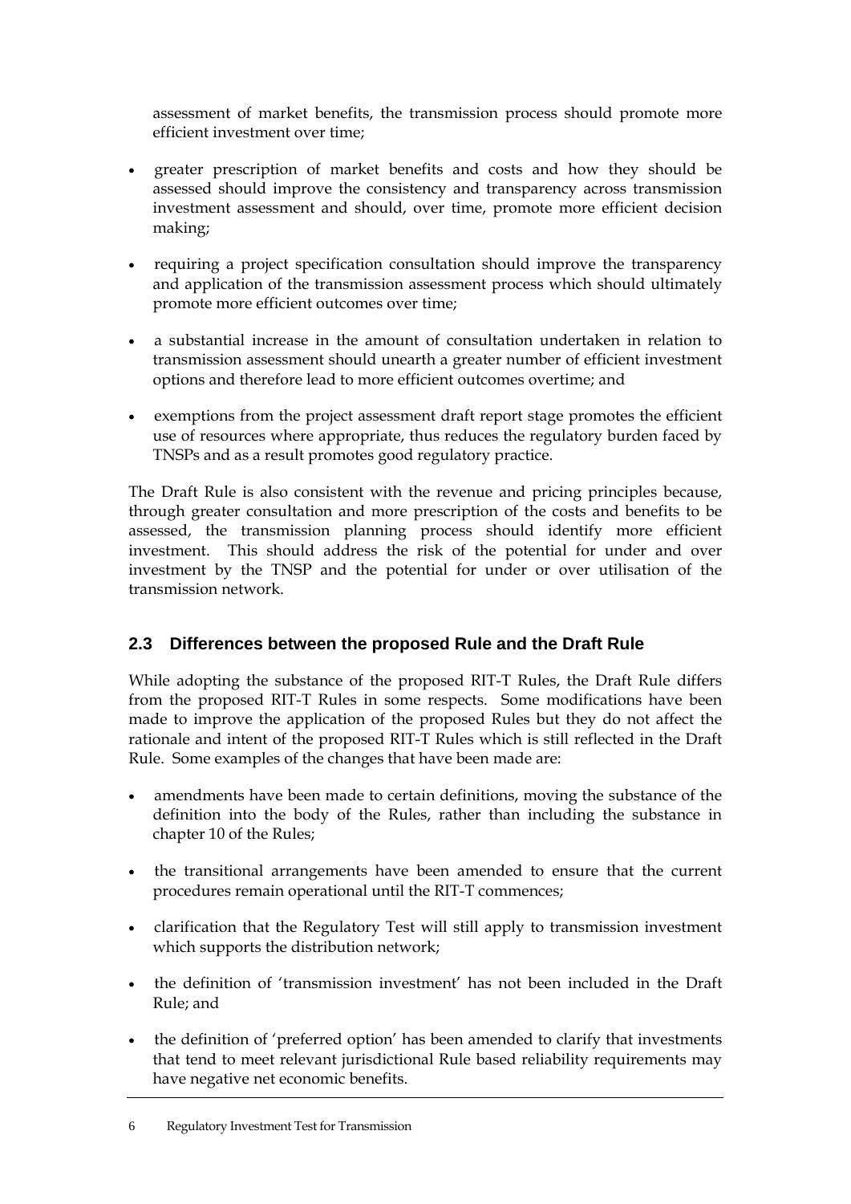assessment of market benefits, the transmission process should promote more efficient investment over time;

- greater prescription of market benefits and costs and how they should be assessed should improve the consistency and transparency across transmission investment assessment and should, over time, promote more efficient decision making;
- requiring a project specification consultation should improve the transparency and application of the transmission assessment process which should ultimately promote more efficient outcomes over time;
- a substantial increase in the amount of consultation undertaken in relation to transmission assessment should unearth a greater number of efficient investment options and therefore lead to more efficient outcomes overtime; and
- exemptions from the project assessment draft report stage promotes the efficient use of resources where appropriate, thus reduces the regulatory burden faced by TNSPs and as a result promotes good regulatory practice.

The Draft Rule is also consistent with the revenue and pricing principles because, through greater consultation and more prescription of the costs and benefits to be assessed, the transmission planning process should identify more efficient investment. This should address the risk of the potential for under and over investment by the TNSP and the potential for under or over utilisation of the transmission network.

## 2.3 Differences between the proposed Rule and the Draft Rule

While adopting the substance of the proposed RIT-T Rules, the Draft Rule differs from the proposed RIT-T Rules in some respects. Some modifications have been made to improve the application of the proposed Rules but they do not affect the rationale and intent of the proposed RIT-T Rules which is still reflected in the Draft Rule. Some examples of the changes that have been made are:

- amendments have been made to certain definitions, moving the substance of the definition into the body of the Rules, rather than including the substance in chapter 10 of the Rules;
- the transitional arrangements have been amended to ensure that the current procedures remain operational until the RIT-T commences;
- clarification that the Regulatory Test will still apply to transmission investment which supports the distribution network;
- the definition of 'transmission investment' has not been included in the Draft Rule; and
- the definition of 'preferred option' has been amended to clarify that investments that tend to meet relevant jurisdictional Rule based reliability requirements may have negative net economic benefits.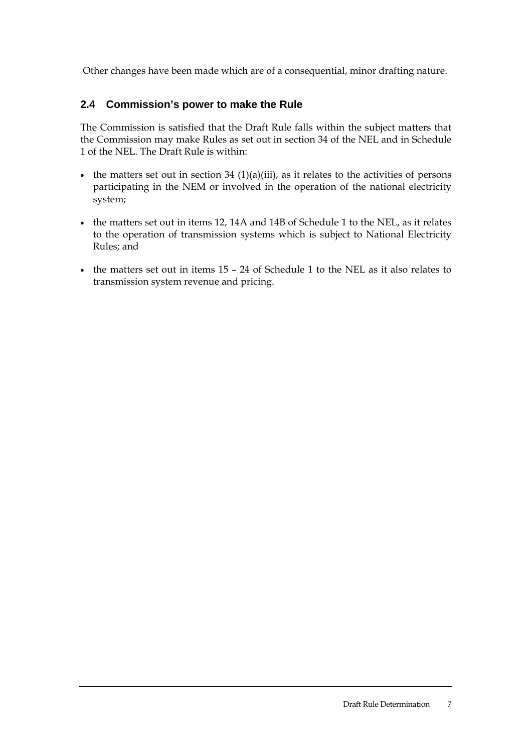Other changes have been made which are of a consequential, minor drafting nature.

## 2.4 Commission's power to make the Rule

The Commission is satisfied that the Draft Rule falls within the subject matters that the Commission may make Rules as set out in section 34 of the NEL and in Schedule 1 of the NEL. The Draft Rule is within:

- the matters set out in section 34 (1)(a)(iii), as it relates to the activities of persons participating in the NEM or involved in the operation of the national electricity system;
- the matters set out in items 12, 14A and 14B of Schedule 1 to the NEL, as it relates to the operation of transmission systems which is subject to National Electricity Rules; and
- the matters set out in items 15 – 24 of Schedule 1 to the NEL as it also relates to transmission system revenue and pricing.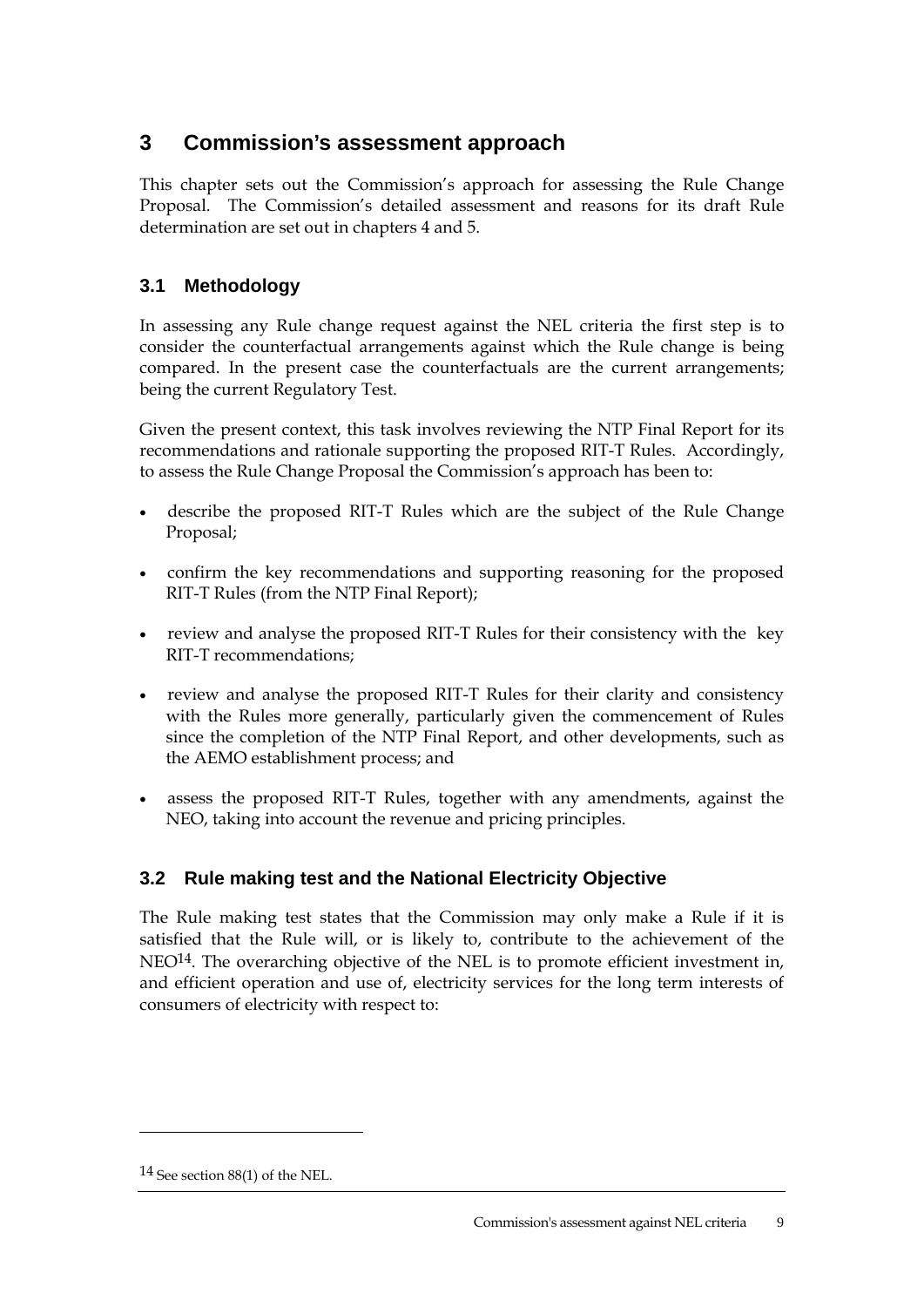# 3 Commission's assessment approach

This chapter sets out the Commission's approach for assessing the Rule Change Proposal. The Commission's detailed assessment and reasons for its draft Rule determination are set out in chapters 4 and 5.

## 3.1 Methodology

In assessing any Rule change request against the NEL criteria the first step is to consider the counterfactual arrangements against which the Rule change is being compared. In the present case the counterfactuals are the current arrangements; being the current Regulatory Test.

Given the present context, this task involves reviewing the NTP Final Report for its recommendations and rationale supporting the proposed RIT-T Rules. Accordingly, to assess the Rule Change Proposal the Commission's approach has been to:

- describe the proposed RIT-T Rules which are the subject of the Rule Change Proposal;
- confirm the key recommendations and supporting reasoning for the proposed RIT-T Rules (from the NTP Final Report);
- review and analyse the proposed RIT-T Rules for their consistency with the key RIT-T recommendations;
- review and analyse the proposed RIT-T Rules for their clarity and consistency with the Rules more generally, particularly given the commencement of Rules since the completion of the NTP Final Report, and other developments, such as the AEMO establishment process; and
- assess the proposed RIT-T Rules, together with any amendments, against the NEO, taking into account the revenue and pricing principles.

## 3.2 Rule making test and the National Electricity Objective

The Rule making test states that the Commission may only make a Rule if it is satisfied that the Rule will, or is likely to, contribute to the achievement of the NEO[14]. The overarching objective of the NEL is to promote efficient investment in, and efficient operation and use of, electricity services for the long term interests of consumers of electricity with respect to:

---

[14] See section 88(1) of the NEL.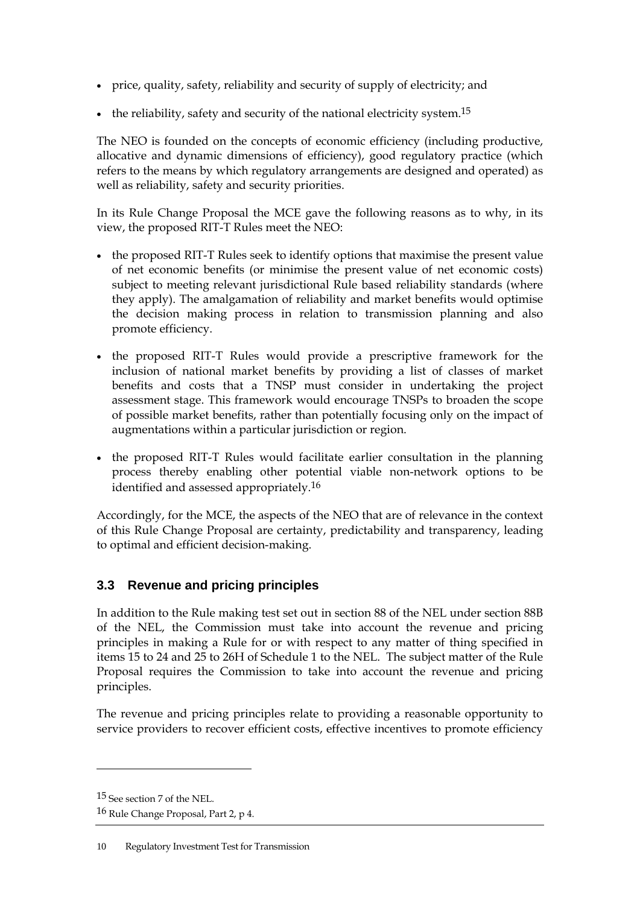- price, quality, safety, reliability and security of supply of electricity; and
- the reliability, safety and security of the national electricity system.[15]

The NEO is founded on the concepts of economic efficiency (including productive, allocative and dynamic dimensions of efficiency), good regulatory practice (which refers to the means by which regulatory arrangements are designed and operated) as well as reliability, safety and security priorities.

In its Rule Change Proposal the MCE gave the following reasons as to why, in its view, the proposed RIT-T Rules meet the NEO:

- the proposed RIT-T Rules seek to identify options that maximise the present value of net economic benefits (or minimise the present value of net economic costs) subject to meeting relevant jurisdictional Rule based reliability standards (where they apply). The amalgamation of reliability and market benefits would optimise the decision making process in relation to transmission planning and also promote efficiency.
- the proposed RIT-T Rules would provide a prescriptive framework for the inclusion of national market benefits by providing a list of classes of market benefits and costs that a TNSP must consider in undertaking the project assessment stage. This framework would encourage TNSPs to broaden the scope of possible market benefits, rather than potentially focusing only on the impact of augmentations within a particular jurisdiction or region.
- the proposed RIT-T Rules would facilitate earlier consultation in the planning process thereby enabling other potential viable non-network options to be identified and assessed appropriately.[16]

Accordingly, for the MCE, the aspects of the NEO that are of relevance in the context of this Rule Change Proposal are certainty, predictability and transparency, leading to optimal and efficient decision-making.

### 3.3 Revenue and pricing principles

In addition to the Rule making test set out in section 88 of the NEL under section 88B of the NEL, the Commission must take into account the revenue and pricing principles in making a Rule for or with respect to any matter of thing specified in items 15 to 24 and 25 to 26H of Schedule 1 to the NEL. The subject matter of the Rule Proposal requires the Commission to take into account the revenue and pricing principles.

The revenue and pricing principles relate to providing a reasonable opportunity to service providers to recover efficient costs, effective incentives to promote efficiency

---

[15] See section 7 of the NEL.

[16] Rule Change Proposal, Part 2, p 4.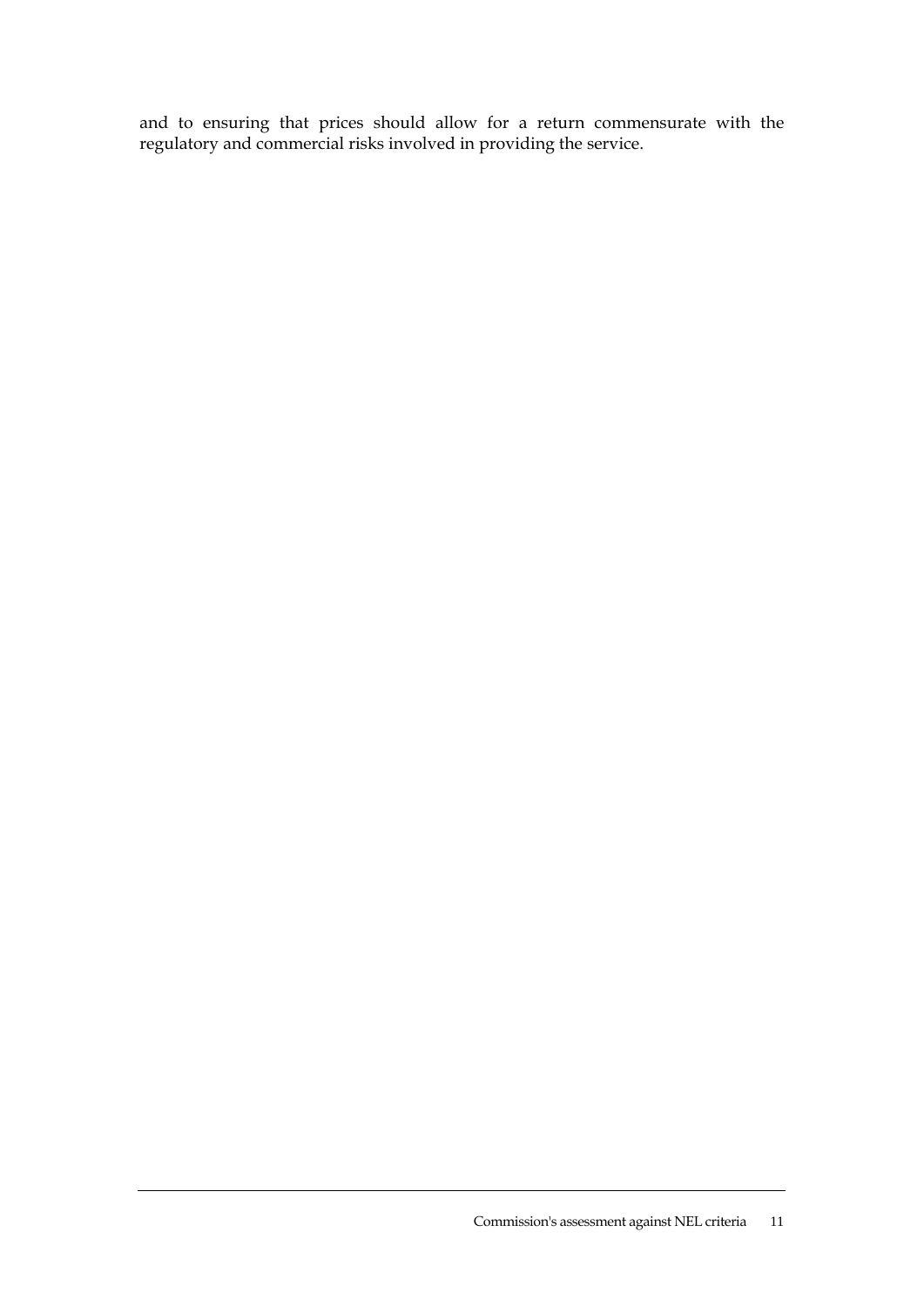and to ensuring that prices should allow for a return commensurate with the regulatory and commercial risks involved in providing the service.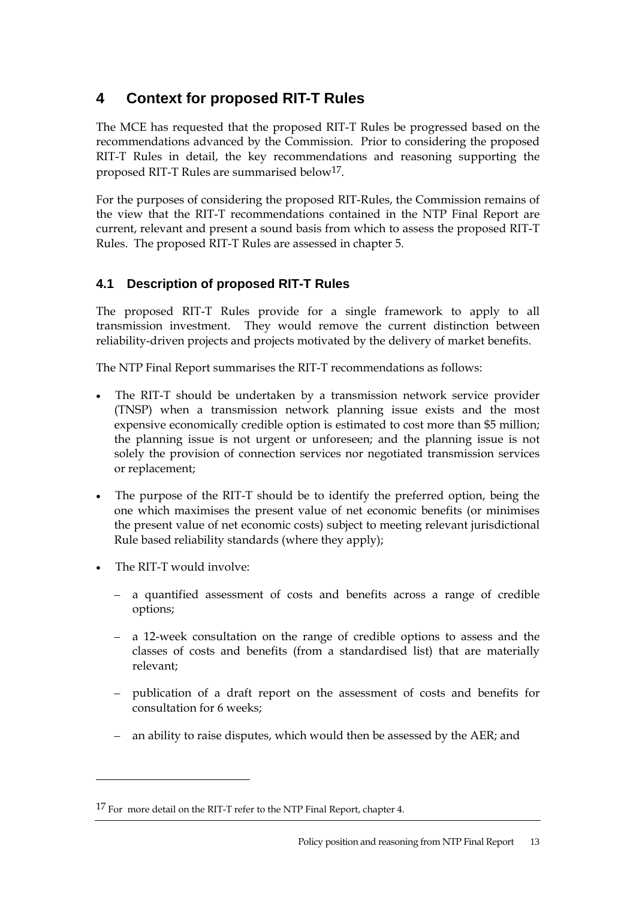# 4 Context for proposed RIT-T Rules

The MCE has requested that the proposed RIT-T Rules be progressed based on the recommendations advanced by the Commission. Prior to considering the proposed RIT-T Rules in detail, the key recommendations and reasoning supporting the proposed RIT-T Rules are summarised below[17].

For the purposes of considering the proposed RIT-Rules, the Commission remains of the view that the RIT-T recommendations contained in the NTP Final Report are current, relevant and present a sound basis from which to assess the proposed RIT-T Rules. The proposed RIT-T Rules are assessed in chapter 5.

## 4.1 Description of proposed RIT-T Rules

The proposed RIT-T Rules provide for a single framework to apply to all transmission investment. They would remove the current distinction between reliability-driven projects and projects motivated by the delivery of market benefits.

The NTP Final Report summarises the RIT-T recommendations as follows:

- The RIT-T should be undertaken by a transmission network service provider (TNSP) when a transmission network planning issue exists and the most expensive economically credible option is estimated to cost more than $5 million; the planning issue is not urgent or unforeseen; and the planning issue is not solely the provision of connection services nor negotiated transmission services or replacement;
- The purpose of the RIT-T should be to identify the preferred option, being the one which maximises the present value of net economic benefits (or minimises the present value of net economic costs) subject to meeting relevant jurisdictional Rule based reliability standards (where they apply);
- The RIT-T would involve:
  - a quantified assessment of costs and benefits across a range of credible options;
  - a 12-week consultation on the range of credible options to assess and the classes of costs and benefits (from a standardised list) that are materially relevant;
  - publication of a draft report on the assessment of costs and benefits for consultation for 6 weeks;
  - an ability to raise disputes, which would then be assessed by the AER; and

[17] For more detail on the RIT-T refer to the NTP Final Report, chapter 4.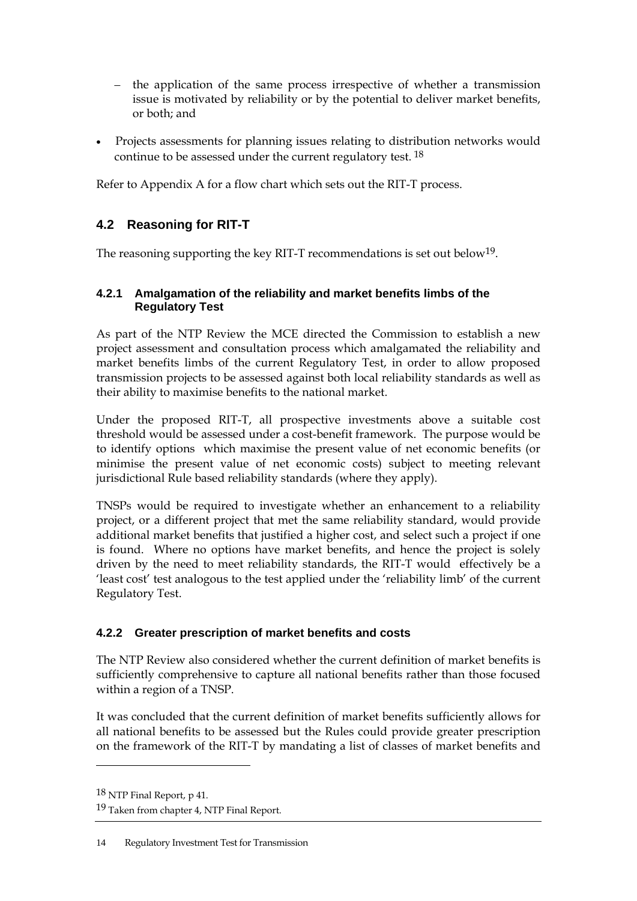- the application of the same process irrespective of whether a transmission issue is motivated by reliability or by the potential to deliver market benefits, or both; and

- Projects assessments for planning issues relating to distribution networks would continue to be assessed under the current regulatory test. [18]

Refer to Appendix A for a flow chart which sets out the RIT-T process.

## 4.2 Reasoning for RIT-T

The reasoning supporting the key RIT-T recommendations is set out below[19].

### 4.2.1 Amalgamation of the reliability and market benefits limbs of the Regulatory Test

As part of the NTP Review the MCE directed the Commission to establish a new project assessment and consultation process which amalgamated the reliability and market benefits limbs of the current Regulatory Test, in order to allow proposed transmission projects to be assessed against both local reliability standards as well as their ability to maximise benefits to the national market.

Under the proposed RIT-T, all prospective investments above a suitable cost threshold would be assessed under a cost-benefit framework. The purpose would be to identify options which maximise the present value of net economic benefits (or minimise the present value of net economic costs) subject to meeting relevant jurisdictional Rule based reliability standards (where they apply).

TNSPs would be required to investigate whether an enhancement to a reliability project, or a different project that met the same reliability standard, would provide additional market benefits that justified a higher cost, and select such a project if one is found. Where no options have market benefits, and hence the project is solely driven by the need to meet reliability standards, the RIT-T would effectively be a 'least cost' test analogous to the test applied under the 'reliability limb' of the current Regulatory Test.

### 4.2.2 Greater prescription of market benefits and costs

The NTP Review also considered whether the current definition of market benefits is sufficiently comprehensive to capture all national benefits rather than those focused within a region of a TNSP.

It was concluded that the current definition of market benefits sufficiently allows for all national benefits to be assessed but the Rules could provide greater prescription on the framework of the RIT-T by mandating a list of classes of market benefits and

[18] NTP Final Report, p 41.

[19] Taken from chapter 4, NTP Final Report.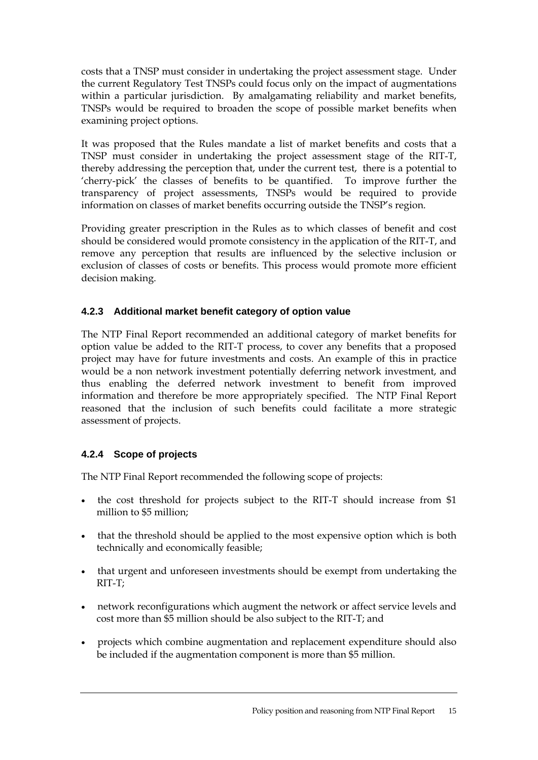costs that a TNSP must consider in undertaking the project assessment stage. Under the current Regulatory Test TNSPs could focus only on the impact of augmentations within a particular jurisdiction. By amalgamating reliability and market benefits, TNSPs would be required to broaden the scope of possible market benefits when examining project options.

It was proposed that the Rules mandate a list of market benefits and costs that a TNSP must consider in undertaking the project assessment stage of the RIT-T, thereby addressing the perception that, under the current test, there is a potential to 'cherry-pick' the classes of benefits to be quantified. To improve further the transparency of project assessments, TNSPs would be required to provide information on classes of market benefits occurring outside the TNSP's region.

Providing greater prescription in the Rules as to which classes of benefit and cost should be considered would promote consistency in the application of the RIT-T, and remove any perception that results are influenced by the selective inclusion or exclusion of classes of costs or benefits. This process would promote more efficient decision making.

### 4.2.3 Additional market benefit category of option value

The NTP Final Report recommended an additional category of market benefits for option value be added to the RIT-T process, to cover any benefits that a proposed project may have for future investments and costs. An example of this in practice would be a non network investment potentially deferring network investment, and thus enabling the deferred network investment to benefit from improved information and therefore be more appropriately specified. The NTP Final Report reasoned that the inclusion of such benefits could facilitate a more strategic assessment of projects.

### 4.2.4 Scope of projects

The NTP Final Report recommended the following scope of projects:

- the cost threshold for projects subject to the RIT-T should increase from $1 million to $5 million;
- that the threshold should be applied to the most expensive option which is both technically and economically feasible;
- that urgent and unforeseen investments should be exempt from undertaking the RIT-T;
- network reconfigurations which augment the network or affect service levels and cost more than $5 million should be also subject to the RIT-T; and
- projects which combine augmentation and replacement expenditure should also be included if the augmentation component is more than $5 million.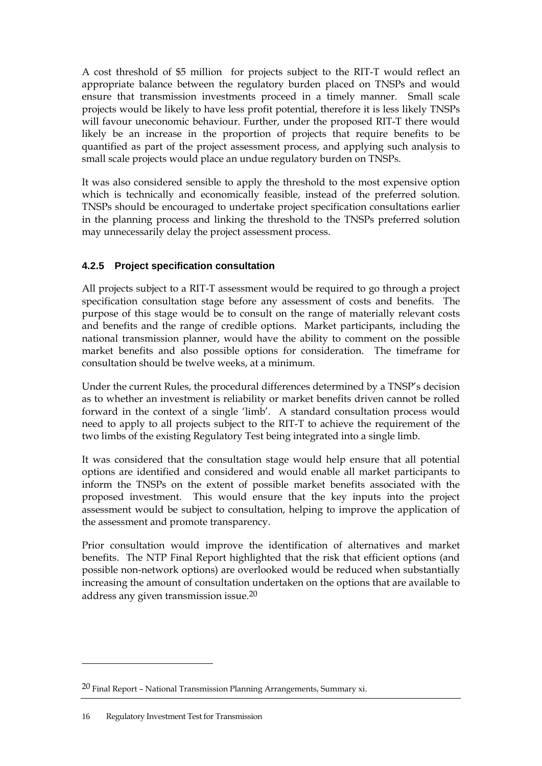A cost threshold of $5 million for projects subject to the RIT-T would reflect an appropriate balance between the regulatory burden placed on TNSPs and would ensure that transmission investments proceed in a timely manner. Small scale projects would be likely to have less profit potential, therefore it is less likely TNSPs will favour uneconomic behaviour. Further, under the proposed RIT-T there would likely be an increase in the proportion of projects that require benefits to be quantified as part of the project assessment process, and applying such analysis to small scale projects would place an undue regulatory burden on TNSPs.

It was also considered sensible to apply the threshold to the most expensive option which is technically and economically feasible, instead of the preferred solution. TNSPs should be encouraged to undertake project specification consultations earlier in the planning process and linking the threshold to the TNSPs preferred solution may unnecessarily delay the project assessment process.

### 4.2.5 Project specification consultation

All projects subject to a RIT-T assessment would be required to go through a project specification consultation stage before any assessment of costs and benefits. The purpose of this stage would be to consult on the range of materially relevant costs and benefits and the range of credible options. Market participants, including the national transmission planner, would have the ability to comment on the possible market benefits and also possible options for consideration. The timeframe for consultation should be twelve weeks, at a minimum.

Under the current Rules, the procedural differences determined by a TNSP's decision as to whether an investment is reliability or market benefits driven cannot be rolled forward in the context of a single 'limb'. A standard consultation process would need to apply to all projects subject to the RIT-T to achieve the requirement of the two limbs of the existing Regulatory Test being integrated into a single limb.

It was considered that the consultation stage would help ensure that all potential options are identified and considered and would enable all market participants to inform the TNSPs on the extent of possible market benefits associated with the proposed investment. This would ensure that the key inputs into the project assessment would be subject to consultation, helping to improve the application of the assessment and promote transparency.

Prior consultation would improve the identification of alternatives and market benefits. The NTP Final Report highlighted that the risk that efficient options (and possible non-network options) are overlooked would be reduced when substantially increasing the amount of consultation undertaken on the options that are available to address any given transmission issue.[20]

---

[20] Final Report – National Transmission Planning Arrangements, Summary xi.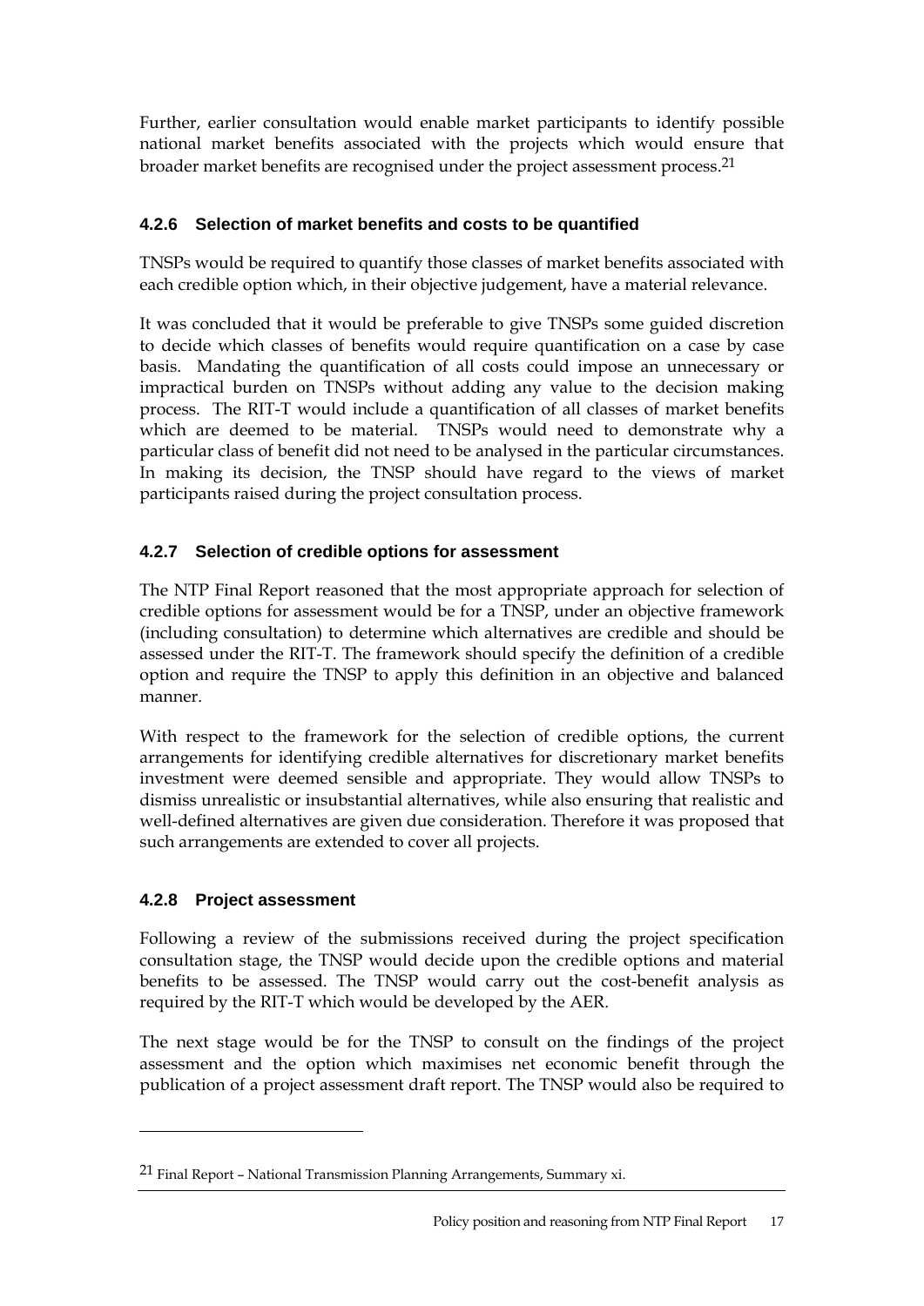Further, earlier consultation would enable market participants to identify possible national market benefits associated with the projects which would ensure that broader market benefits are recognised under the project assessment process.[21]

### 4.2.6 Selection of market benefits and costs to be quantified

TNSPs would be required to quantify those classes of market benefits associated with each credible option which, in their objective judgement, have a material relevance.

It was concluded that it would be preferable to give TNSPs some guided discretion to decide which classes of benefits would require quantification on a case by case basis. Mandating the quantification of all costs could impose an unnecessary or impractical burden on TNSPs without adding any value to the decision making process. The RIT-T would include a quantification of all classes of market benefits which are deemed to be material. TNSPs would need to demonstrate why a particular class of benefit did not need to be analysed in the particular circumstances. In making its decision, the TNSP should have regard to the views of market participants raised during the project consultation process.

### 4.2.7 Selection of credible options for assessment

The NTP Final Report reasoned that the most appropriate approach for selection of credible options for assessment would be for a TNSP, under an objective framework (including consultation) to determine which alternatives are credible and should be assessed under the RIT-T. The framework should specify the definition of a credible option and require the TNSP to apply this definition in an objective and balanced manner.

With respect to the framework for the selection of credible options, the current arrangements for identifying credible alternatives for discretionary market benefits investment were deemed sensible and appropriate. They would allow TNSPs to dismiss unrealistic or insubstantial alternatives, while also ensuring that realistic and well-defined alternatives are given due consideration. Therefore it was proposed that such arrangements are extended to cover all projects.

### 4.2.8 Project assessment

Following a review of the submissions received during the project specification consultation stage, the TNSP would decide upon the credible options and material benefits to be assessed. The TNSP would carry out the cost-benefit analysis as required by the RIT-T which would be developed by the AER.

The next stage would be for the TNSP to consult on the findings of the project assessment and the option which maximises net economic benefit through the publication of a project assessment draft report. The TNSP would also be required to

---

[21] Final Report – National Transmission Planning Arrangements, Summary xi.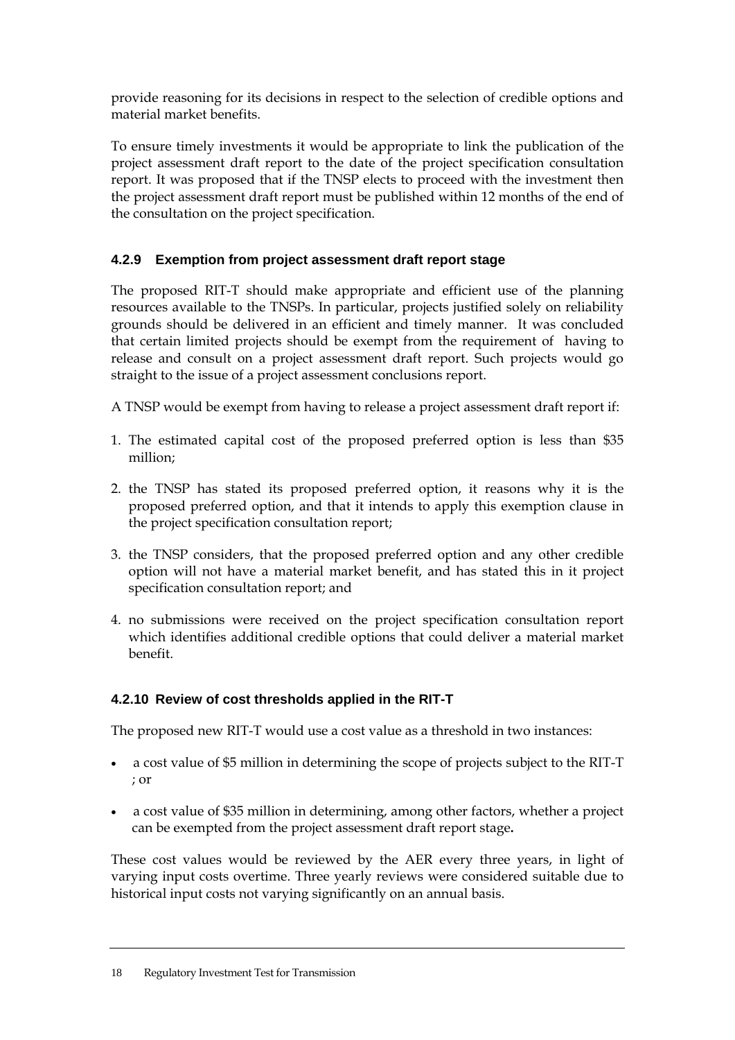provide reasoning for its decisions in respect to the selection of credible options and material market benefits.

To ensure timely investments it would be appropriate to link the publication of the project assessment draft report to the date of the project specification consultation report. It was proposed that if the TNSP elects to proceed with the investment then the project assessment draft report must be published within 12 months of the end of the consultation on the project specification.

### 4.2.9 Exemption from project assessment draft report stage

The proposed RIT-T should make appropriate and efficient use of the planning resources available to the TNSPs. In particular, projects justified solely on reliability grounds should be delivered in an efficient and timely manner. It was concluded that certain limited projects should be exempt from the requirement of having to release and consult on a project assessment draft report. Such projects would go straight to the issue of a project assessment conclusions report.

A TNSP would be exempt from having to release a project assessment draft report if:

1. The estimated capital cost of the proposed preferred option is less than $35 million;
2. the TNSP has stated its proposed preferred option, it reasons why it is the proposed preferred option, and that it intends to apply this exemption clause in the project specification consultation report;
3. the TNSP considers, that the proposed preferred option and any other credible option will not have a material market benefit, and has stated this in it project specification consultation report; and
4. no submissions were received on the project specification consultation report which identifies additional credible options that could deliver a material market benefit.

### 4.2.10 Review of cost thresholds applied in the RIT-T

The proposed new RIT-T would use a cost value as a threshold in two instances:

- a cost value of $5 million in determining the scope of projects subject to the RIT-T ; or
- a cost value of $35 million in determining, among other factors, whether a project can be exempted from the project assessment draft report stage**.**

These cost values would be reviewed by the AER every three years, in light of varying input costs overtime. Three yearly reviews were considered suitable due to historical input costs not varying significantly on an annual basis.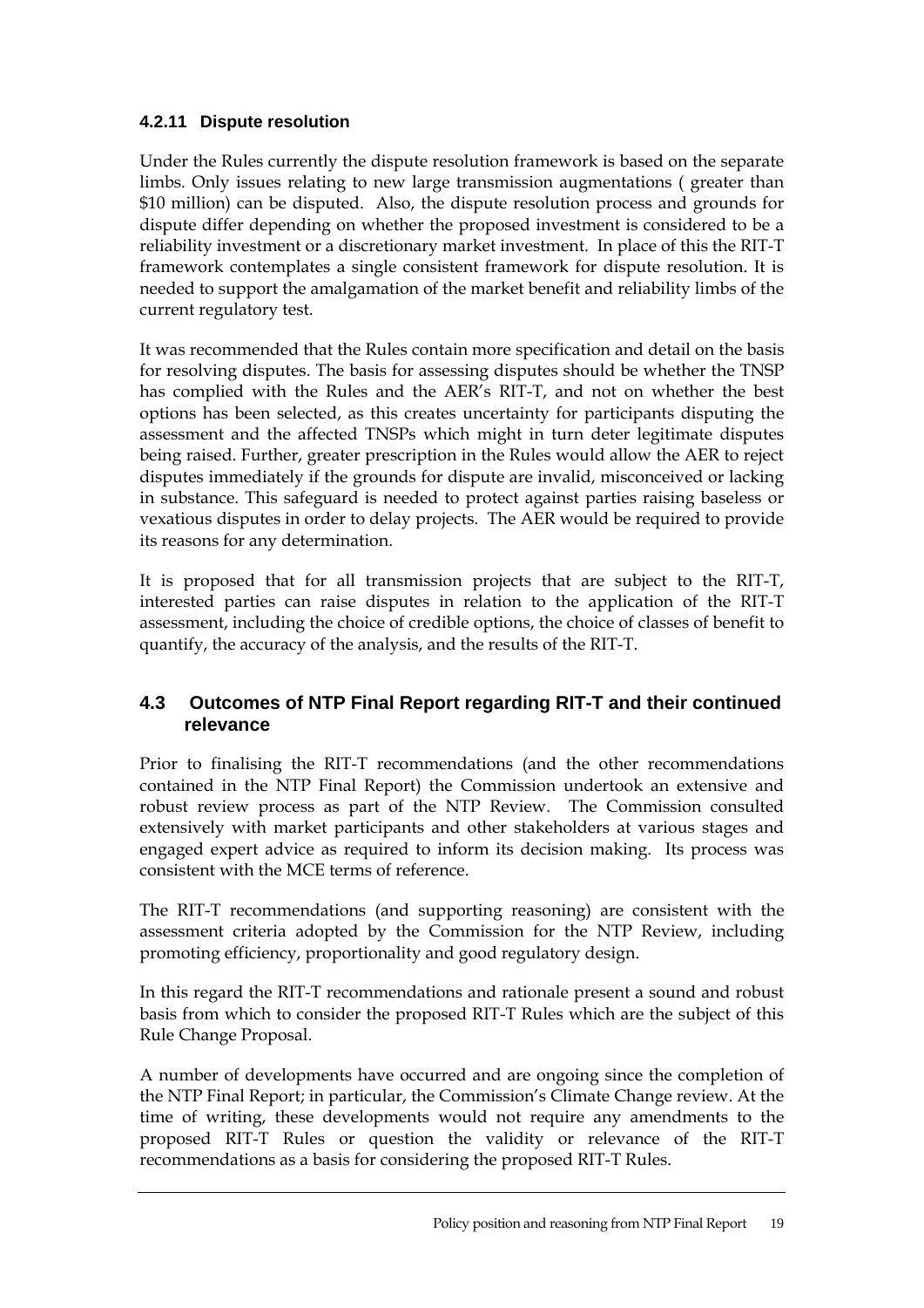#### 4.2.11 Dispute resolution

Under the Rules currently the dispute resolution framework is based on the separate limbs. Only issues relating to new large transmission augmentations ( greater than $10 million) can be disputed. Also, the dispute resolution process and grounds for dispute differ depending on whether the proposed investment is considered to be a reliability investment or a discretionary market investment. In place of this the RIT-T framework contemplates a single consistent framework for dispute resolution. It is needed to support the amalgamation of the market benefit and reliability limbs of the current regulatory test.

It was recommended that the Rules contain more specification and detail on the basis for resolving disputes. The basis for assessing disputes should be whether the TNSP has complied with the Rules and the AER's RIT-T, and not on whether the best options has been selected, as this creates uncertainty for participants disputing the assessment and the affected TNSPs which might in turn deter legitimate disputes being raised. Further, greater prescription in the Rules would allow the AER to reject disputes immediately if the grounds for dispute are invalid, misconceived or lacking in substance. This safeguard is needed to protect against parties raising baseless or vexatious disputes in order to delay projects. The AER would be required to provide its reasons for any determination.

It is proposed that for all transmission projects that are subject to the RIT-T, interested parties can raise disputes in relation to the application of the RIT-T assessment, including the choice of credible options, the choice of classes of benefit to quantify, the accuracy of the analysis, and the results of the RIT-T.

### 4.3 Outcomes of NTP Final Report regarding RIT-T and their continued relevance

Prior to finalising the RIT-T recommendations (and the other recommendations contained in the NTP Final Report) the Commission undertook an extensive and robust review process as part of the NTP Review. The Commission consulted extensively with market participants and other stakeholders at various stages and engaged expert advice as required to inform its decision making. Its process was consistent with the MCE terms of reference.

The RIT-T recommendations (and supporting reasoning) are consistent with the assessment criteria adopted by the Commission for the NTP Review, including promoting efficiency, proportionality and good regulatory design.

In this regard the RIT-T recommendations and rationale present a sound and robust basis from which to consider the proposed RIT-T Rules which are the subject of this Rule Change Proposal.

A number of developments have occurred and are ongoing since the completion of the NTP Final Report; in particular, the Commission's Climate Change review. At the time of writing, these developments would not require any amendments to the proposed RIT-T Rules or question the validity or relevance of the RIT-T recommendations as a basis for considering the proposed RIT-T Rules.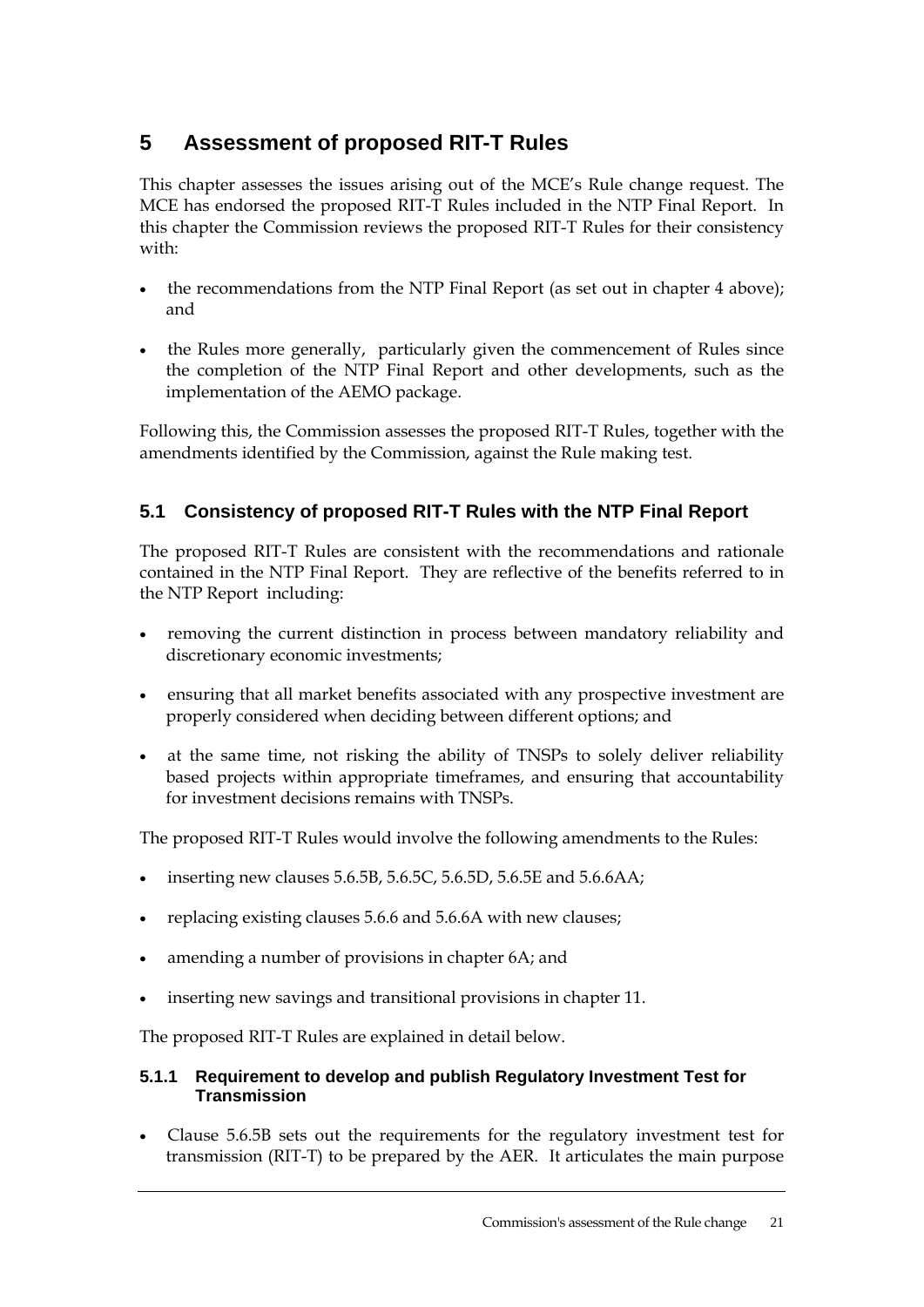# 5 Assessment of proposed RIT-T Rules

This chapter assesses the issues arising out of the MCE's Rule change request. The MCE has endorsed the proposed RIT-T Rules included in the NTP Final Report. In this chapter the Commission reviews the proposed RIT-T Rules for their consistency with:

- the recommendations from the NTP Final Report (as set out in chapter 4 above); and
- the Rules more generally, particularly given the commencement of Rules since the completion of the NTP Final Report and other developments, such as the implementation of the AEMO package.

Following this, the Commission assesses the proposed RIT-T Rules, together with the amendments identified by the Commission, against the Rule making test.

## 5.1 Consistency of proposed RIT-T Rules with the NTP Final Report

The proposed RIT-T Rules are consistent with the recommendations and rationale contained in the NTP Final Report. They are reflective of the benefits referred to in the NTP Report including:

- removing the current distinction in process between mandatory reliability and discretionary economic investments;
- ensuring that all market benefits associated with any prospective investment are properly considered when deciding between different options; and
- at the same time, not risking the ability of TNSPs to solely deliver reliability based projects within appropriate timeframes, and ensuring that accountability for investment decisions remains with TNSPs.

The proposed RIT-T Rules would involve the following amendments to the Rules:

- inserting new clauses 5.6.5B, 5.6.5C, 5.6.5D, 5.6.5E and 5.6.6AA;
- replacing existing clauses 5.6.6 and 5.6.6A with new clauses;
- amending a number of provisions in chapter 6A; and
- inserting new savings and transitional provisions in chapter 11.

The proposed RIT-T Rules are explained in detail below.

### 5.1.1 Requirement to develop and publish Regulatory Investment Test for Transmission

- Clause 5.6.5B sets out the requirements for the regulatory investment test for transmission (RIT-T) to be prepared by the AER. It articulates the main purpose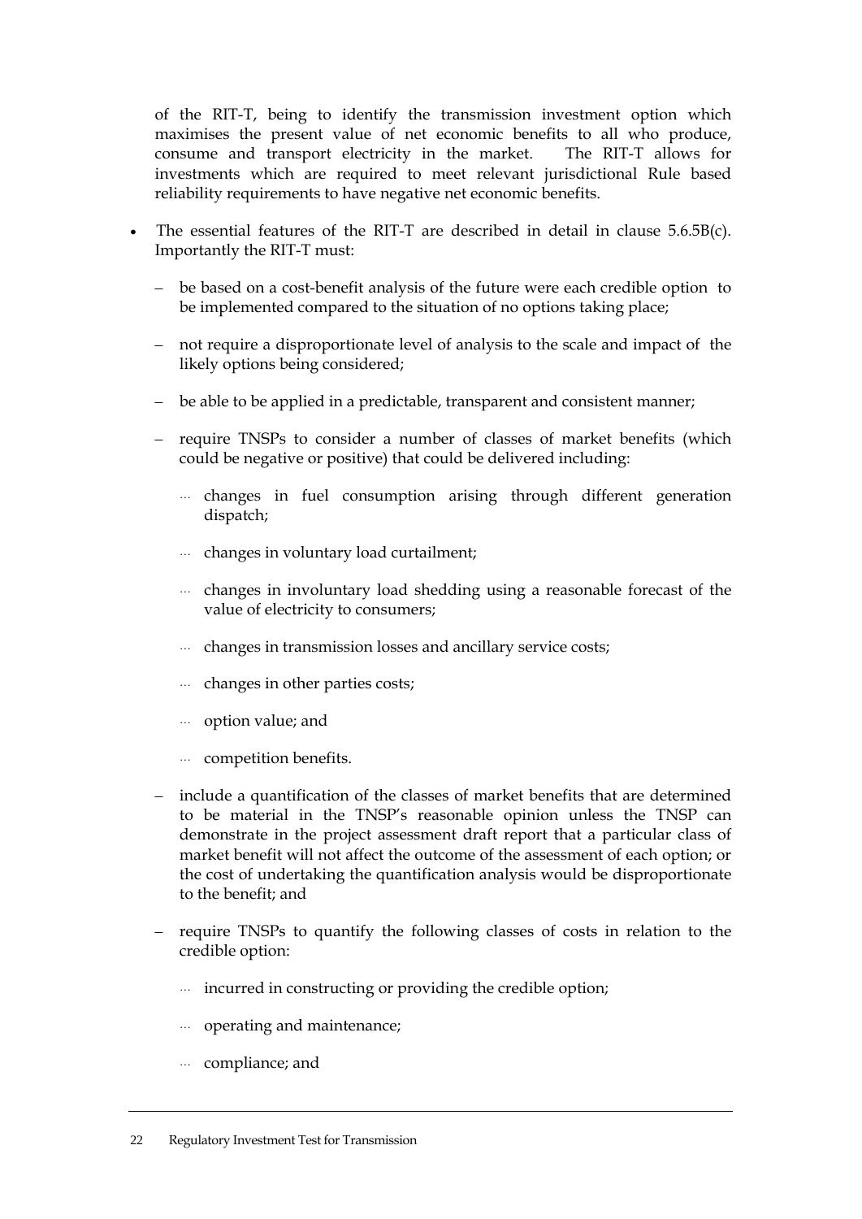of the RIT-T, being to identify the transmission investment option which maximises the present value of net economic benefits to all who produce, consume and transport electricity in the market. The RIT-T allows for investments which are required to meet relevant jurisdictional Rule based reliability requirements to have negative net economic benefits.

- The essential features of the RIT-T are described in detail in clause 5.6.5B(c). Importantly the RIT-T must:
  - be based on a cost-benefit analysis of the future were each credible option to be implemented compared to the situation of no options taking place;
  - not require a disproportionate level of analysis to the scale and impact of the likely options being considered;
  - be able to be applied in a predictable, transparent and consistent manner;
  - require TNSPs to consider a number of classes of market benefits (which could be negative or positive) that could be delivered including:
    - changes in fuel consumption arising through different generation dispatch;
    - changes in voluntary load curtailment;
    - changes in involuntary load shedding using a reasonable forecast of the value of electricity to consumers;
    - changes in transmission losses and ancillary service costs;
    - changes in other parties costs;
    - option value; and
    - competition benefits.
  - include a quantification of the classes of market benefits that are determined to be material in the TNSP's reasonable opinion unless the TNSP can demonstrate in the project assessment draft report that a particular class of market benefit will not affect the outcome of the assessment of each option; or the cost of undertaking the quantification analysis would be disproportionate to the benefit; and
  - require TNSPs to quantify the following classes of costs in relation to the credible option:
    - incurred in constructing or providing the credible option;
    - operating and maintenance;
    - compliance; and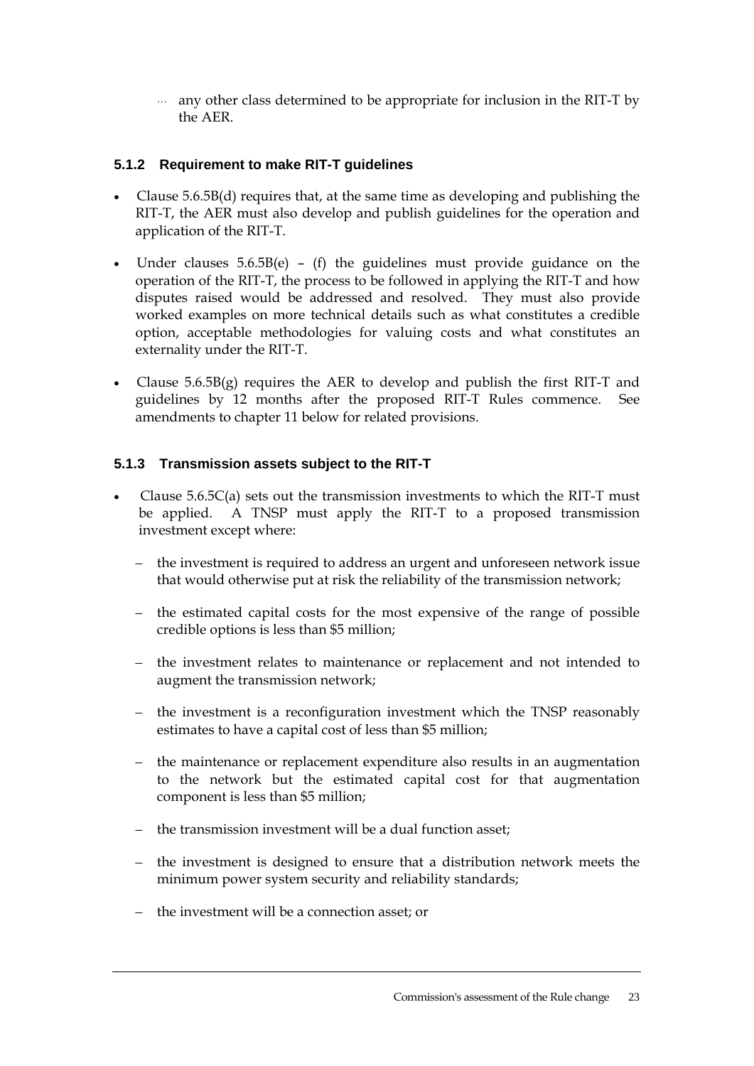- any other class determined to be appropriate for inclusion in the RIT-T by the AER.

### 5.1.2 Requirement to make RIT-T guidelines

- Clause 5.6.5B(d) requires that, at the same time as developing and publishing the RIT-T, the AER must also develop and publish guidelines for the operation and application of the RIT-T.
- Under clauses 5.6.5B(e) – (f) the guidelines must provide guidance on the operation of the RIT-T, the process to be followed in applying the RIT-T and how disputes raised would be addressed and resolved. They must also provide worked examples on more technical details such as what constitutes a credible option, acceptable methodologies for valuing costs and what constitutes an externality under the RIT-T.
- Clause 5.6.5B(g) requires the AER to develop and publish the first RIT-T and guidelines by 12 months after the proposed RIT-T Rules commence. See amendments to chapter 11 below for related provisions.

### 5.1.3 Transmission assets subject to the RIT-T

- Clause 5.6.5C(a) sets out the transmission investments to which the RIT-T must be applied. A TNSP must apply the RIT-T to a proposed transmission investment except where:
  - the investment is required to address an urgent and unforeseen network issue that would otherwise put at risk the reliability of the transmission network;
  - the estimated capital costs for the most expensive of the range of possible credible options is less than $5 million;
  - the investment relates to maintenance or replacement and not intended to augment the transmission network;
  - the investment is a reconfiguration investment which the TNSP reasonably estimates to have a capital cost of less than $5 million;
  - the maintenance or replacement expenditure also results in an augmentation to the network but the estimated capital cost for that augmentation component is less than $5 million;
  - the transmission investment will be a dual function asset;
  - the investment is designed to ensure that a distribution network meets the minimum power system security and reliability standards;
  - the investment will be a connection asset; or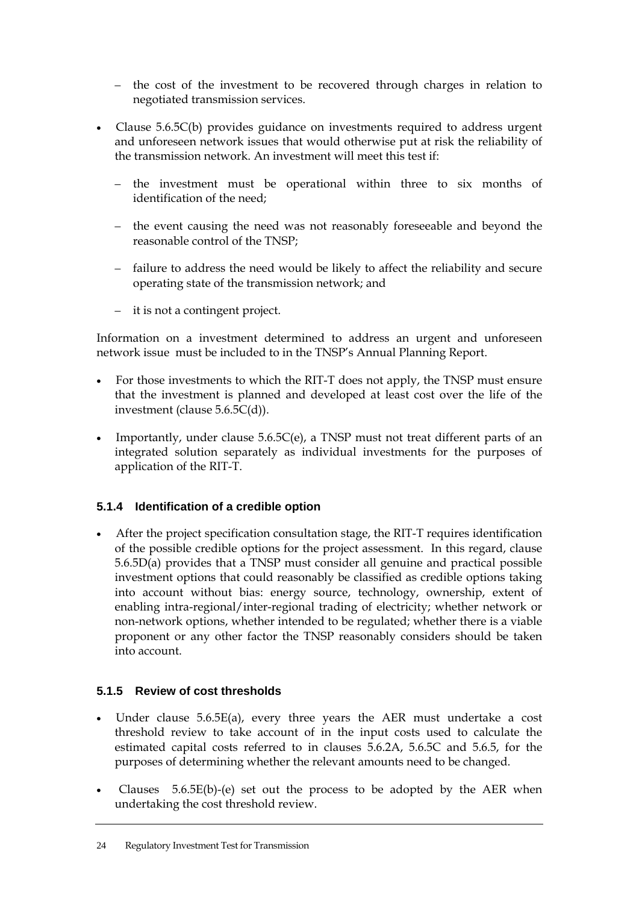- the cost of the investment to be recovered through charges in relation to negotiated transmission services.

- Clause 5.6.5C(b) provides guidance on investments required to address urgent and unforeseen network issues that would otherwise put at risk the reliability of the transmission network. An investment will meet this test if:
  - the investment must be operational within three to six months of identification of the need;
  - the event causing the need was not reasonably foreseeable and beyond the reasonable control of the TNSP;
  - failure to address the need would be likely to affect the reliability and secure operating state of the transmission network; and
  - it is not a contingent project.

Information on a investment determined to address an urgent and unforeseen network issue must be included to in the TNSP's Annual Planning Report.

- For those investments to which the RIT-T does not apply, the TNSP must ensure that the investment is planned and developed at least cost over the life of the investment (clause 5.6.5C(d)).
- Importantly, under clause 5.6.5C(e), a TNSP must not treat different parts of an integrated solution separately as individual investments for the purposes of application of the RIT-T.

### 5.1.4 Identification of a credible option

- After the project specification consultation stage, the RIT-T requires identification of the possible credible options for the project assessment. In this regard, clause 5.6.5D(a) provides that a TNSP must consider all genuine and practical possible investment options that could reasonably be classified as credible options taking into account without bias: energy source, technology, ownership, extent of enabling intra-regional/inter-regional trading of electricity; whether network or non-network options, whether intended to be regulated; whether there is a viable proponent or any other factor the TNSP reasonably considers should be taken into account.

### 5.1.5 Review of cost thresholds

- Under clause 5.6.5E(a), every three years the AER must undertake a cost threshold review to take account of in the input costs used to calculate the estimated capital costs referred to in clauses 5.6.2A, 5.6.5C and 5.6.5, for the purposes of determining whether the relevant amounts need to be changed.
- Clauses 5.6.5E(b)-(e) set out the process to be adopted by the AER when undertaking the cost threshold review.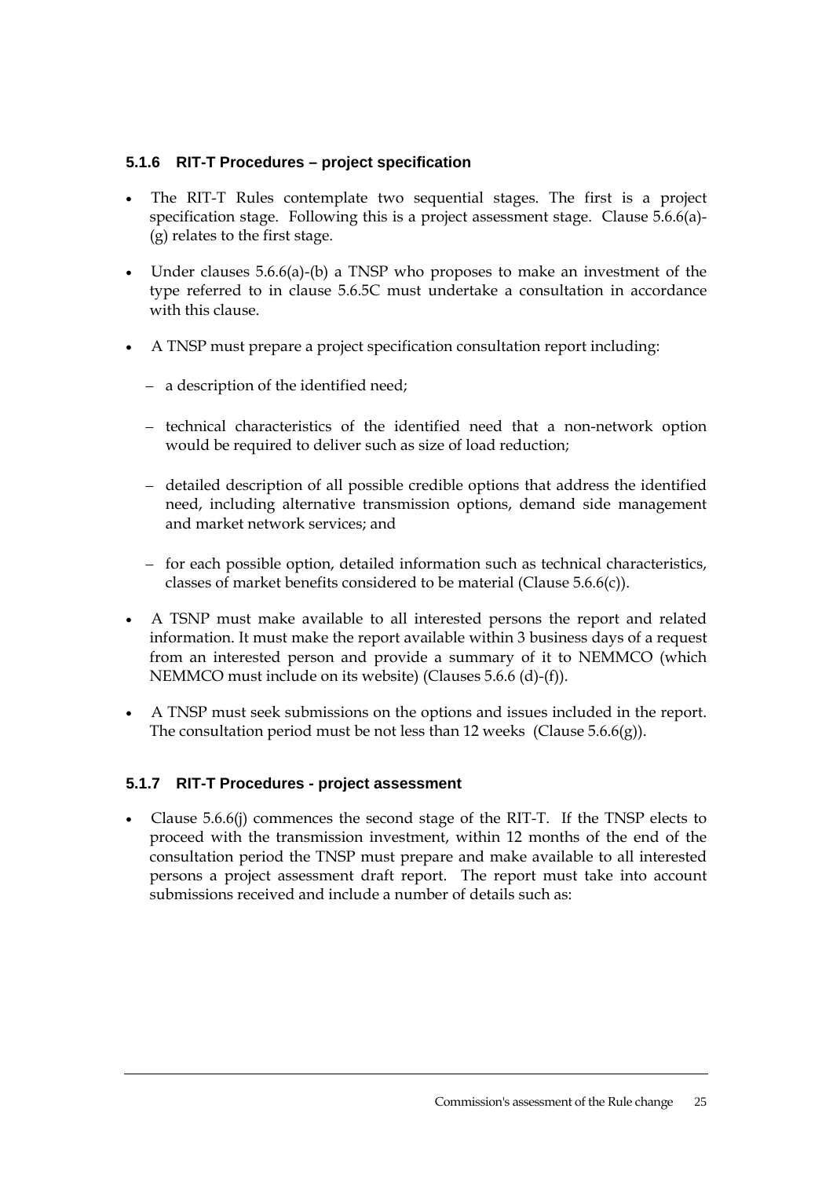### 5.1.6 RIT-T Procedures – project specification

- The RIT-T Rules contemplate two sequential stages. The first is a project specification stage. Following this is a project assessment stage. Clause 5.6.6(a)-(g) relates to the first stage.
- Under clauses 5.6.6(a)-(b) a TNSP who proposes to make an investment of the type referred to in clause 5.6.5C must undertake a consultation in accordance with this clause.
- A TNSP must prepare a project specification consultation report including:
  - a description of the identified need;
  - technical characteristics of the identified need that a non-network option would be required to deliver such as size of load reduction;
  - detailed description of all possible credible options that address the identified need, including alternative transmission options, demand side management and market network services; and
  - for each possible option, detailed information such as technical characteristics, classes of market benefits considered to be material (Clause 5.6.6(c)).
- A TSNP must make available to all interested persons the report and related information. It must make the report available within 3 business days of a request from an interested person and provide a summary of it to NEMMCO (which NEMMCO must include on its website) (Clauses 5.6.6 (d)-(f)).
- A TNSP must seek submissions on the options and issues included in the report. The consultation period must be not less than 12 weeks (Clause 5.6.6(g)).

### 5.1.7 RIT-T Procedures - project assessment

- Clause 5.6.6(j) commences the second stage of the RIT-T. If the TNSP elects to proceed with the transmission investment, within 12 months of the end of the consultation period the TNSP must prepare and make available to all interested persons a project assessment draft report. The report must take into account submissions received and include a number of details such as: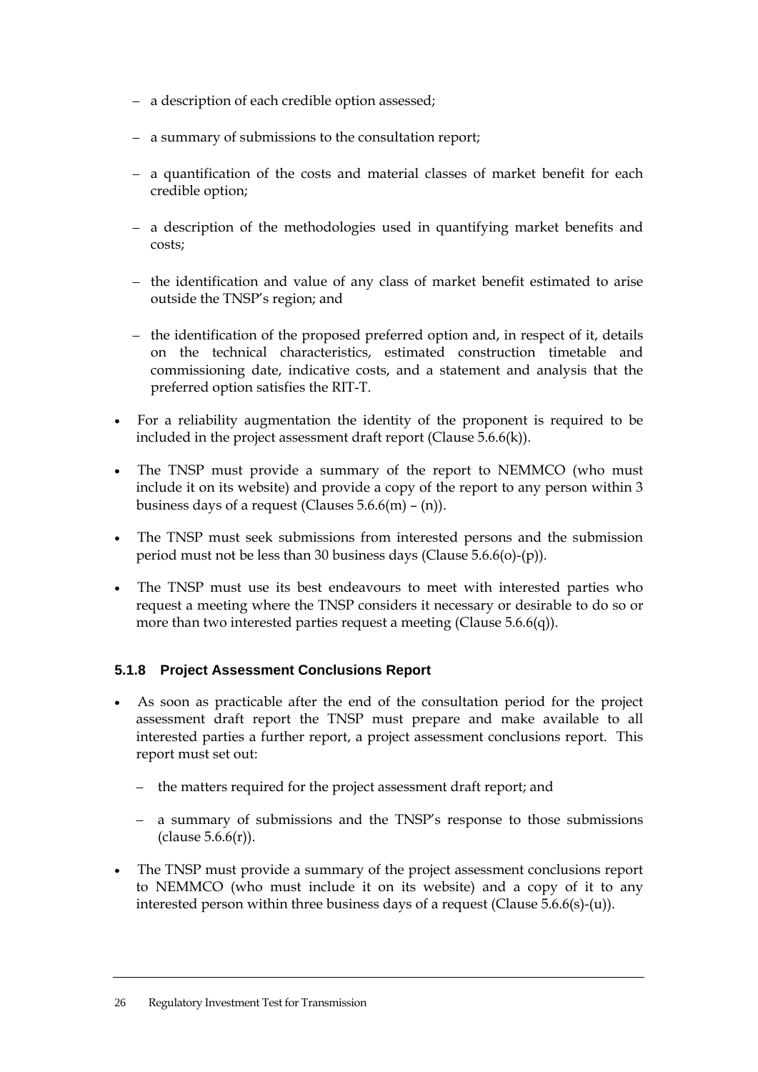- a description of each credible option assessed;
  - a summary of submissions to the consultation report;
  - a quantification of the costs and material classes of market benefit for each credible option;
  - a description of the methodologies used in quantifying market benefits and costs;
  - the identification and value of any class of market benefit estimated to arise outside the TNSP's region; and
  - the identification of the proposed preferred option and, in respect of it, details on the technical characteristics, estimated construction timetable and commissioning date, indicative costs, and a statement and analysis that the preferred option satisfies the RIT-T.
- For a reliability augmentation the identity of the proponent is required to be included in the project assessment draft report (Clause 5.6.6(k)).
- The TNSP must provide a summary of the report to NEMMCO (who must include it on its website) and provide a copy of the report to any person within 3 business days of a request (Clauses 5.6.6(m) – (n)).
- The TNSP must seek submissions from interested persons and the submission period must not be less than 30 business days (Clause 5.6.6(o)-(p)).
- The TNSP must use its best endeavours to meet with interested parties who request a meeting where the TNSP considers it necessary or desirable to do so or more than two interested parties request a meeting (Clause 5.6.6(q)).

### 5.1.8 Project Assessment Conclusions Report

- As soon as practicable after the end of the consultation period for the project assessment draft report the TNSP must prepare and make available to all interested parties a further report, a project assessment conclusions report. This report must set out:
  - the matters required for the project assessment draft report; and
  - a summary of submissions and the TNSP's response to those submissions (clause 5.6.6(r)).
- The TNSP must provide a summary of the project assessment conclusions report to NEMMCO (who must include it on its website) and a copy of it to any interested person within three business days of a request (Clause 5.6.6(s)-(u)).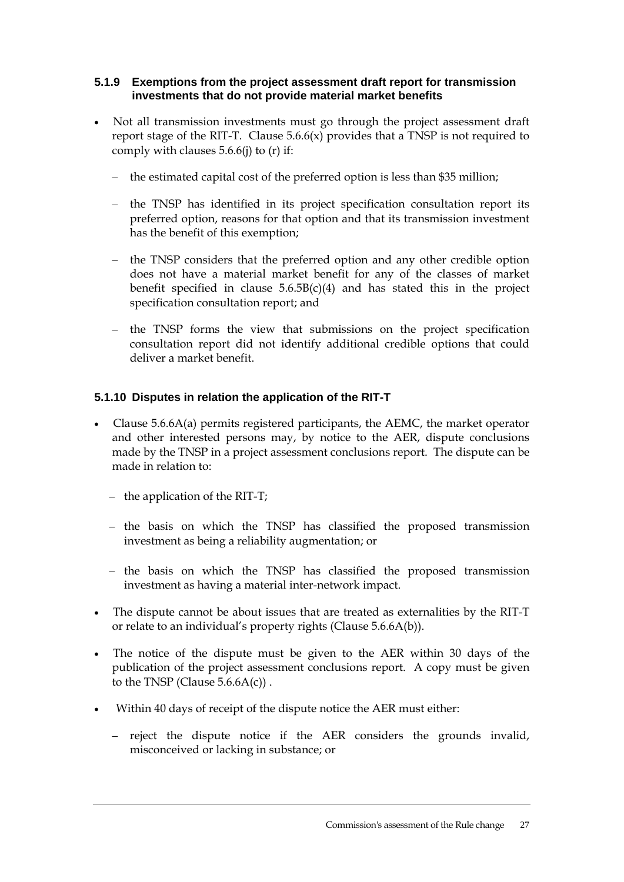### 5.1.9 Exemptions from the project assessment draft report for transmission investments that do not provide material market benefits

- Not all transmission investments must go through the project assessment draft report stage of the RIT-T. Clause 5.6.6(x) provides that a TNSP is not required to comply with clauses 5.6.6(j) to (r) if:
  - the estimated capital cost of the preferred option is less than $35 million;
  - the TNSP has identified in its project specification consultation report its preferred option, reasons for that option and that its transmission investment has the benefit of this exemption;
  - the TNSP considers that the preferred option and any other credible option does not have a material market benefit for any of the classes of market benefit specified in clause 5.6.5B(c)(4) and has stated this in the project specification consultation report; and
  - the TNSP forms the view that submissions on the project specification consultation report did not identify additional credible options that could deliver a market benefit.

### 5.1.10 Disputes in relation the application of the RIT-T

- Clause 5.6.6A(a) permits registered participants, the AEMC, the market operator and other interested persons may, by notice to the AER, dispute conclusions made by the TNSP in a project assessment conclusions report. The dispute can be made in relation to:
  - the application of the RIT-T;
  - the basis on which the TNSP has classified the proposed transmission investment as being a reliability augmentation; or
  - the basis on which the TNSP has classified the proposed transmission investment as having a material inter-network impact.
- The dispute cannot be about issues that are treated as externalities by the RIT-T or relate to an individual's property rights (Clause 5.6.6A(b)).
- The notice of the dispute must be given to the AER within 30 days of the publication of the project assessment conclusions report. A copy must be given to the TNSP (Clause 5.6.6A(c)) .
- Within 40 days of receipt of the dispute notice the AER must either:
  - reject the dispute notice if the AER considers the grounds invalid, misconceived or lacking in substance; or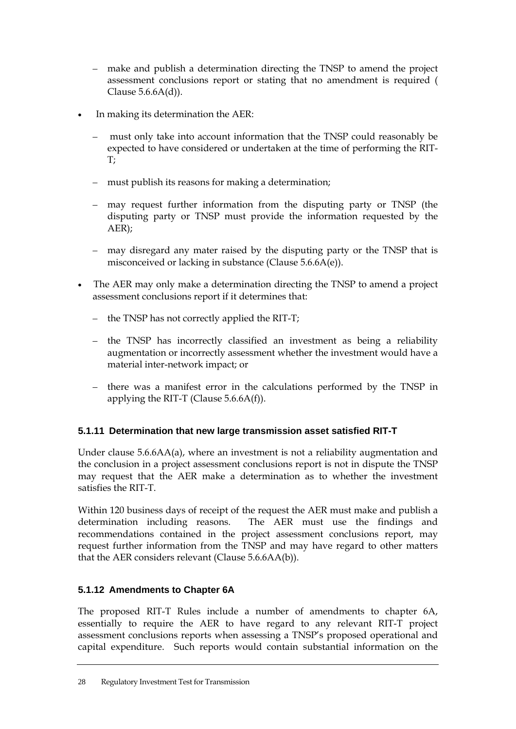- make and publish a determination directing the TNSP to amend the project assessment conclusions report or stating that no amendment is required ( Clause 5.6.6A(d)).

- In making its determination the AER:
  - must only take into account information that the TNSP could reasonably be expected to have considered or undertaken at the time of performing the RIT-T;
  - must publish its reasons for making a determination;
  - may request further information from the disputing party or TNSP (the disputing party or TNSP must provide the information requested by the AER);
  - may disregard any mater raised by the disputing party or the TNSP that is misconceived or lacking in substance (Clause 5.6.6A(e)).

- The AER may only make a determination directing the TNSP to amend a project assessment conclusions report if it determines that:
  - the TNSP has not correctly applied the RIT-T;
  - the TNSP has incorrectly classified an investment as being a reliability augmentation or incorrectly assessment whether the investment would have a material inter-network impact; or
  - there was a manifest error in the calculations performed by the TNSP in applying the RIT-T (Clause 5.6.6A(f)).

### 5.1.11 Determination that new large transmission asset satisfied RIT-T

Under clause 5.6.6AA(a), where an investment is not a reliability augmentation and the conclusion in a project assessment conclusions report is not in dispute the TNSP may request that the AER make a determination as to whether the investment satisfies the RIT-T.

Within 120 business days of receipt of the request the AER must make and publish a determination including reasons. The AER must use the findings and recommendations contained in the project assessment conclusions report, may request further information from the TNSP and may have regard to other matters that the AER considers relevant (Clause 5.6.6AA(b)).

### 5.1.12 Amendments to Chapter 6A

The proposed RIT-T Rules include a number of amendments to chapter 6A, essentially to require the AER to have regard to any relevant RIT-T project assessment conclusions reports when assessing a TNSP's proposed operational and capital expenditure. Such reports would contain substantial information on the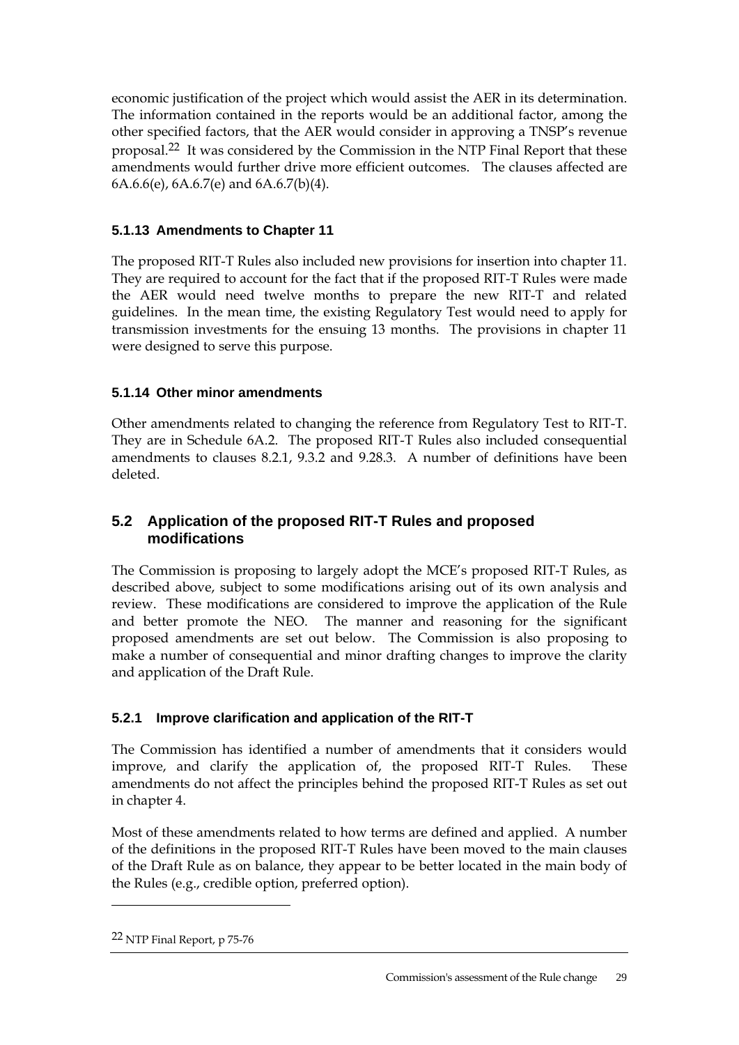economic justification of the project which would assist the AER in its determination. The information contained in the reports would be an additional factor, among the other specified factors, that the AER would consider in approving a TNSP's revenue proposal.[22] It was considered by the Commission in the NTP Final Report that these amendments would further drive more efficient outcomes. The clauses affected are 6A.6.6(e), 6A.6.7(e) and 6A.6.7(b)(4).

### 5.1.13 Amendments to Chapter 11

The proposed RIT-T Rules also included new provisions for insertion into chapter 11. They are required to account for the fact that if the proposed RIT-T Rules were made the AER would need twelve months to prepare the new RIT-T and related guidelines. In the mean time, the existing Regulatory Test would need to apply for transmission investments for the ensuing 13 months. The provisions in chapter 11 were designed to serve this purpose.

### 5.1.14 Other minor amendments

Other amendments related to changing the reference from Regulatory Test to RIT-T. They are in Schedule 6A.2. The proposed RIT-T Rules also included consequential amendments to clauses 8.2.1, 9.3.2 and 9.28.3. A number of definitions have been deleted.

## 5.2 Application of the proposed RIT-T Rules and proposed modifications

The Commission is proposing to largely adopt the MCE's proposed RIT-T Rules, as described above, subject to some modifications arising out of its own analysis and review. These modifications are considered to improve the application of the Rule and better promote the NEO. The manner and reasoning for the significant proposed amendments are set out below. The Commission is also proposing to make a number of consequential and minor drafting changes to improve the clarity and application of the Draft Rule.

### 5.2.1 Improve clarification and application of the RIT-T

The Commission has identified a number of amendments that it considers would improve, and clarify the application of, the proposed RIT-T Rules. These amendments do not affect the principles behind the proposed RIT-T Rules as set out in chapter 4.

Most of these amendments related to how terms are defined and applied. A number of the definitions in the proposed RIT-T Rules have been moved to the main clauses of the Draft Rule as on balance, they appear to be better located in the main body of the Rules (e.g., credible option, preferred option).

---

[22] NTP Final Report, p 75-76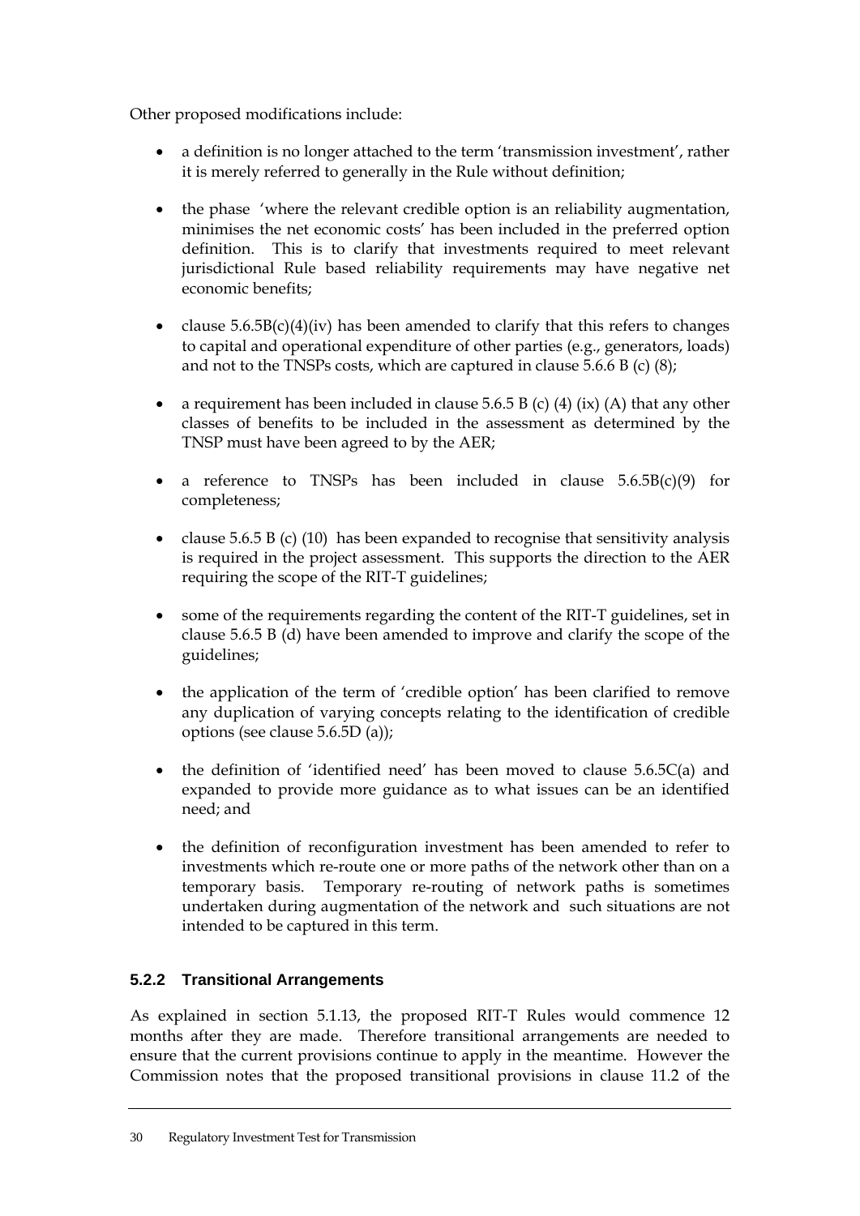Other proposed modifications include:

- a definition is no longer attached to the term 'transmission investment', rather it is merely referred to generally in the Rule without definition;

- the phase 'where the relevant credible option is an reliability augmentation, minimises the net economic costs' has been included in the preferred option definition. This is to clarify that investments required to meet relevant jurisdictional Rule based reliability requirements may have negative net economic benefits;

- clause 5.6.5B(c)(4)(iv) has been amended to clarify that this refers to changes to capital and operational expenditure of other parties (e.g., generators, loads) and not to the TNSPs costs, which are captured in clause 5.6.6 B (c) (8);

- a requirement has been included in clause 5.6.5 B (c) (4) (ix) (A) that any other classes of benefits to be included in the assessment as determined by the TNSP must have been agreed to by the AER;

- a reference to TNSPs has been included in clause 5.6.5B(c)(9) for completeness;

- clause 5.6.5 B (c) (10) has been expanded to recognise that sensitivity analysis is required in the project assessment. This supports the direction to the AER requiring the scope of the RIT-T guidelines;

- some of the requirements regarding the content of the RIT-T guidelines, set in clause 5.6.5 B (d) have been amended to improve and clarify the scope of the guidelines;

- the application of the term of 'credible option' has been clarified to remove any duplication of varying concepts relating to the identification of credible options (see clause 5.6.5D (a));

- the definition of 'identified need' has been moved to clause 5.6.5C(a) and expanded to provide more guidance as to what issues can be an identified need; and

- the definition of reconfiguration investment has been amended to refer to investments which re-route one or more paths of the network other than on a temporary basis. Temporary re-routing of network paths is sometimes undertaken during augmentation of the network and such situations are not intended to be captured in this term.

### 5.2.2 Transitional Arrangements

As explained in section 5.1.13, the proposed RIT-T Rules would commence 12 months after they are made. Therefore transitional arrangements are needed to ensure that the current provisions continue to apply in the meantime. However the Commission notes that the proposed transitional provisions in clause 11.2 of the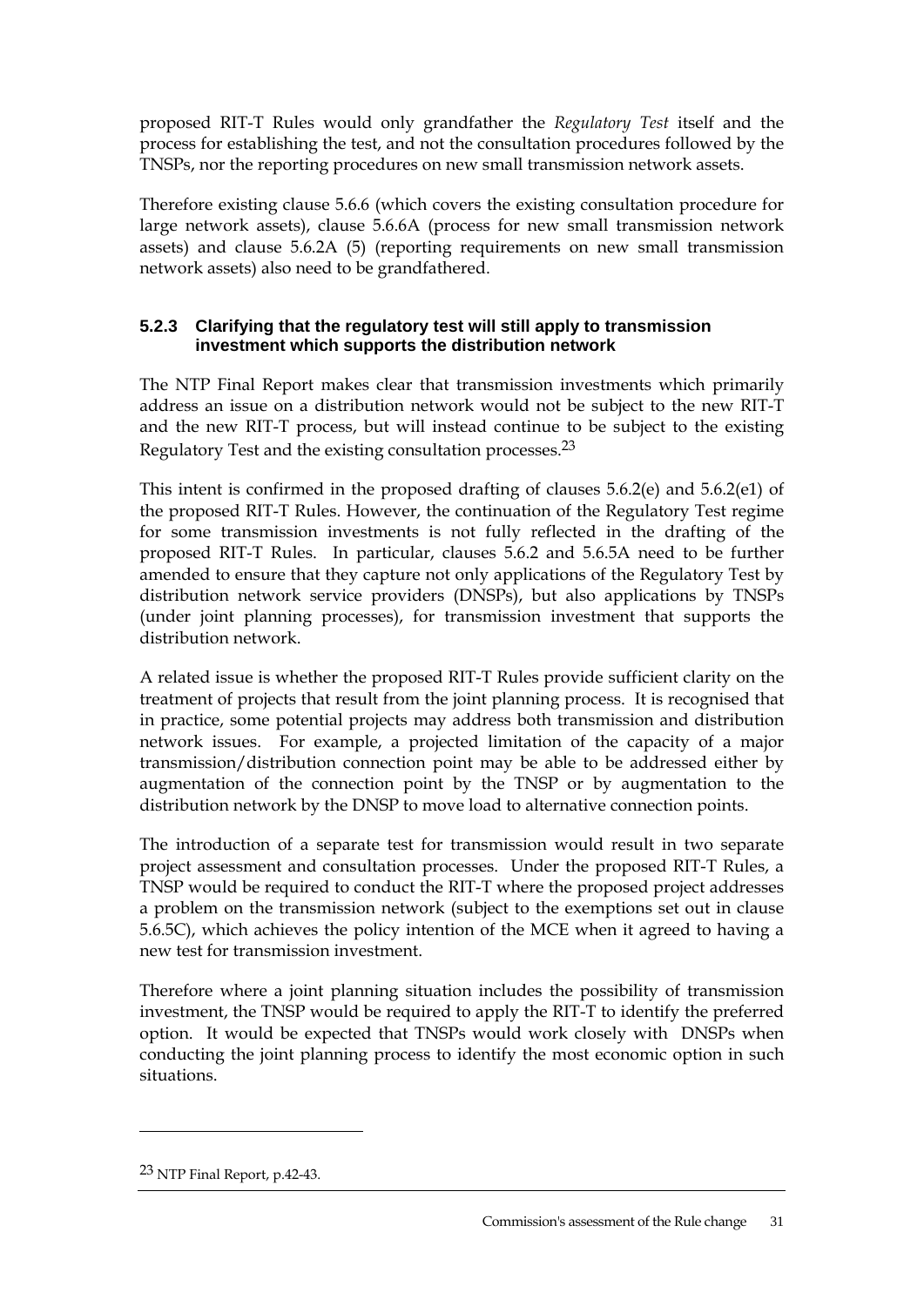proposed RIT-T Rules would only grandfather the *Regulatory Test* itself and the process for establishing the test, and not the consultation procedures followed by the TNSPs, nor the reporting procedures on new small transmission network assets.

Therefore existing clause 5.6.6 (which covers the existing consultation procedure for large network assets), clause 5.6.6A (process for new small transmission network assets) and clause 5.6.2A (5) (reporting requirements on new small transmission network assets) also need to be grandfathered.

### 5.2.3 Clarifying that the regulatory test will still apply to transmission investment which supports the distribution network

The NTP Final Report makes clear that transmission investments which primarily address an issue on a distribution network would not be subject to the new RIT-T and the new RIT-T process, but will instead continue to be subject to the existing Regulatory Test and the existing consultation processes.[23]

This intent is confirmed in the proposed drafting of clauses 5.6.2(e) and 5.6.2(e1) of the proposed RIT-T Rules. However, the continuation of the Regulatory Test regime for some transmission investments is not fully reflected in the drafting of the proposed RIT-T Rules. In particular, clauses 5.6.2 and 5.6.5A need to be further amended to ensure that they capture not only applications of the Regulatory Test by distribution network service providers (DNSPs), but also applications by TNSPs (under joint planning processes), for transmission investment that supports the distribution network.

A related issue is whether the proposed RIT-T Rules provide sufficient clarity on the treatment of projects that result from the joint planning process. It is recognised that in practice, some potential projects may address both transmission and distribution network issues. For example, a projected limitation of the capacity of a major transmission/distribution connection point may be able to be addressed either by augmentation of the connection point by the TNSP or by augmentation to the distribution network by the DNSP to move load to alternative connection points.

The introduction of a separate test for transmission would result in two separate project assessment and consultation processes. Under the proposed RIT-T Rules, a TNSP would be required to conduct the RIT-T where the proposed project addresses a problem on the transmission network (subject to the exemptions set out in clause 5.6.5C), which achieves the policy intention of the MCE when it agreed to having a new test for transmission investment.

Therefore where a joint planning situation includes the possibility of transmission investment, the TNSP would be required to apply the RIT-T to identify the preferred option. It would be expected that TNSPs would work closely with DNSPs when conducting the joint planning process to identify the most economic option in such situations.

---

[23] NTP Final Report, p.42-43.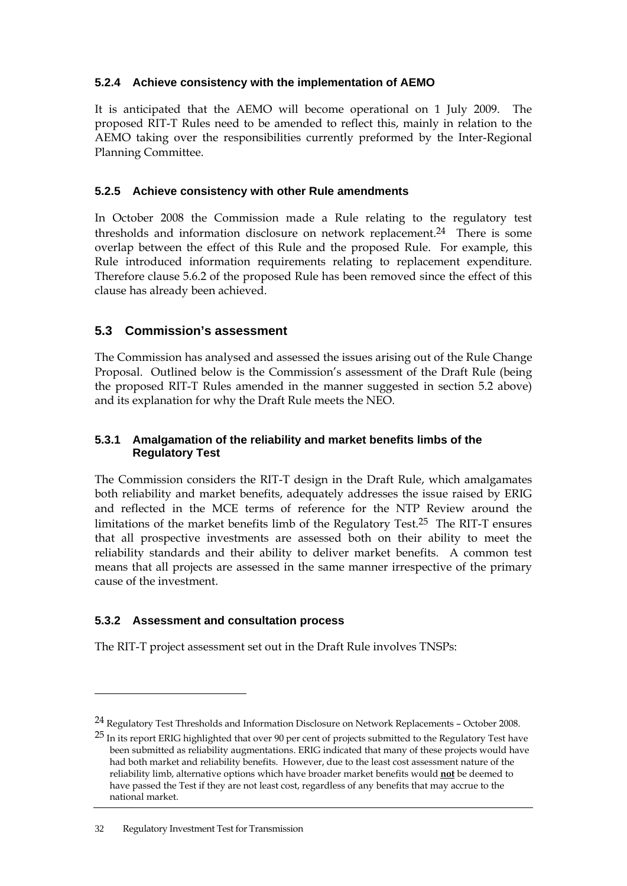### 5.2.4 Achieve consistency with the implementation of AEMO

It is anticipated that the AEMO will become operational on 1 July 2009. The proposed RIT-T Rules need to be amended to reflect this, mainly in relation to the AEMO taking over the responsibilities currently preformed by the Inter-Regional Planning Committee.

### 5.2.5 Achieve consistency with other Rule amendments

In October 2008 the Commission made a Rule relating to the regulatory test thresholds and information disclosure on network replacement.[24] There is some overlap between the effect of this Rule and the proposed Rule. For example, this Rule introduced information requirements relating to replacement expenditure. Therefore clause 5.6.2 of the proposed Rule has been removed since the effect of this clause has already been achieved.

## 5.3 Commission's assessment

The Commission has analysed and assessed the issues arising out of the Rule Change Proposal. Outlined below is the Commission's assessment of the Draft Rule (being the proposed RIT-T Rules amended in the manner suggested in section 5.2 above) and its explanation for why the Draft Rule meets the NEO.

### 5.3.1 Amalgamation of the reliability and market benefits limbs of the Regulatory Test

The Commission considers the RIT-T design in the Draft Rule, which amalgamates both reliability and market benefits, adequately addresses the issue raised by ERIG and reflected in the MCE terms of reference for the NTP Review around the limitations of the market benefits limb of the Regulatory Test.[25] The RIT-T ensures that all prospective investments are assessed both on their ability to meet the reliability standards and their ability to deliver market benefits. A common test means that all projects are assessed in the same manner irrespective of the primary cause of the investment.

### 5.3.2 Assessment and consultation process

The RIT-T project assessment set out in the Draft Rule involves TNSPs:

---

[24] Regulatory Test Thresholds and Information Disclosure on Network Replacements – October 2008.

[25] In its report ERIG highlighted that over 90 per cent of projects submitted to the Regulatory Test have been submitted as reliability augmentations. ERIG indicated that many of these projects would have had both market and reliability benefits. However, due to the least cost assessment nature of the reliability limb, alternative options which have broader market benefits would **not** be deemed to have passed the Test if they are not least cost, regardless of any benefits that may accrue to the national market.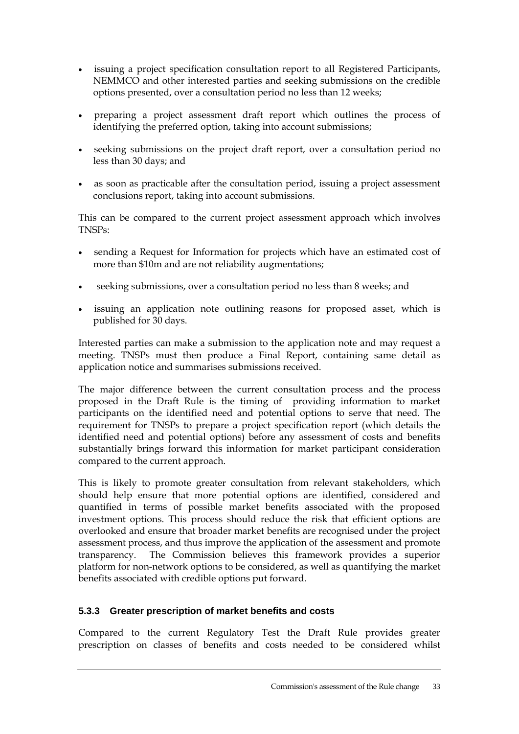- issuing a project specification consultation report to all Registered Participants, NEMMCO and other interested parties and seeking submissions on the credible options presented, over a consultation period no less than 12 weeks;
- preparing a project assessment draft report which outlines the process of identifying the preferred option, taking into account submissions;
- seeking submissions on the project draft report, over a consultation period no less than 30 days; and
- as soon as practicable after the consultation period, issuing a project assessment conclusions report, taking into account submissions.

This can be compared to the current project assessment approach which involves TNSPs:

- sending a Request for Information for projects which have an estimated cost of more than $10m and are not reliability augmentations;
- seeking submissions, over a consultation period no less than 8 weeks; and
- issuing an application note outlining reasons for proposed asset, which is published for 30 days.

Interested parties can make a submission to the application note and may request a meeting. TNSPs must then produce a Final Report, containing same detail as application notice and summarises submissions received.

The major difference between the current consultation process and the process proposed in the Draft Rule is the timing of providing information to market participants on the identified need and potential options to serve that need. The requirement for TNSPs to prepare a project specification report (which details the identified need and potential options) before any assessment of costs and benefits substantially brings forward this information for market participant consideration compared to the current approach.

This is likely to promote greater consultation from relevant stakeholders, which should help ensure that more potential options are identified, considered and quantified in terms of possible market benefits associated with the proposed investment options. This process should reduce the risk that efficient options are overlooked and ensure that broader market benefits are recognised under the project assessment process, and thus improve the application of the assessment and promote transparency. The Commission believes this framework provides a superior platform for non-network options to be considered, as well as quantifying the market benefits associated with credible options put forward.

### 5.3.3 Greater prescription of market benefits and costs

Compared to the current Regulatory Test the Draft Rule provides greater prescription on classes of benefits and costs needed to be considered whilst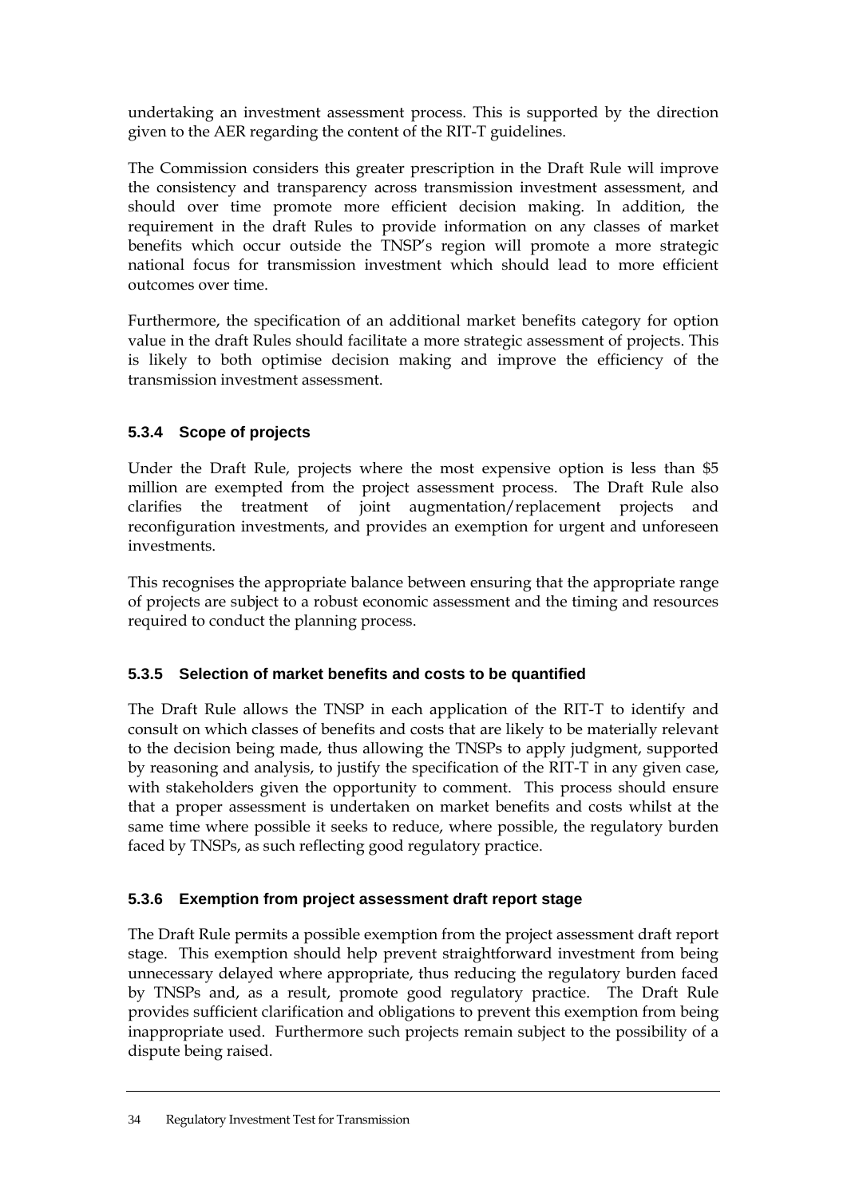undertaking an investment assessment process. This is supported by the direction given to the AER regarding the content of the RIT-T guidelines.

The Commission considers this greater prescription in the Draft Rule will improve the consistency and transparency across transmission investment assessment, and should over time promote more efficient decision making. In addition, the requirement in the draft Rules to provide information on any classes of market benefits which occur outside the TNSP's region will promote a more strategic national focus for transmission investment which should lead to more efficient outcomes over time.

Furthermore, the specification of an additional market benefits category for option value in the draft Rules should facilitate a more strategic assessment of projects. This is likely to both optimise decision making and improve the efficiency of the transmission investment assessment.

### 5.3.4 Scope of projects

Under the Draft Rule, projects where the most expensive option is less than $5 million are exempted from the project assessment process. The Draft Rule also clarifies the treatment of joint augmentation/replacement projects and reconfiguration investments, and provides an exemption for urgent and unforeseen investments.

This recognises the appropriate balance between ensuring that the appropriate range of projects are subject to a robust economic assessment and the timing and resources required to conduct the planning process.

### 5.3.5 Selection of market benefits and costs to be quantified

The Draft Rule allows the TNSP in each application of the RIT-T to identify and consult on which classes of benefits and costs that are likely to be materially relevant to the decision being made, thus allowing the TNSPs to apply judgment, supported by reasoning and analysis, to justify the specification of the RIT-T in any given case, with stakeholders given the opportunity to comment. This process should ensure that a proper assessment is undertaken on market benefits and costs whilst at the same time where possible it seeks to reduce, where possible, the regulatory burden faced by TNSPs, as such reflecting good regulatory practice.

### 5.3.6 Exemption from project assessment draft report stage

The Draft Rule permits a possible exemption from the project assessment draft report stage. This exemption should help prevent straightforward investment from being unnecessary delayed where appropriate, thus reducing the regulatory burden faced by TNSPs and, as a result, promote good regulatory practice. The Draft Rule provides sufficient clarification and obligations to prevent this exemption from being inappropriate used. Furthermore such projects remain subject to the possibility of a dispute being raised.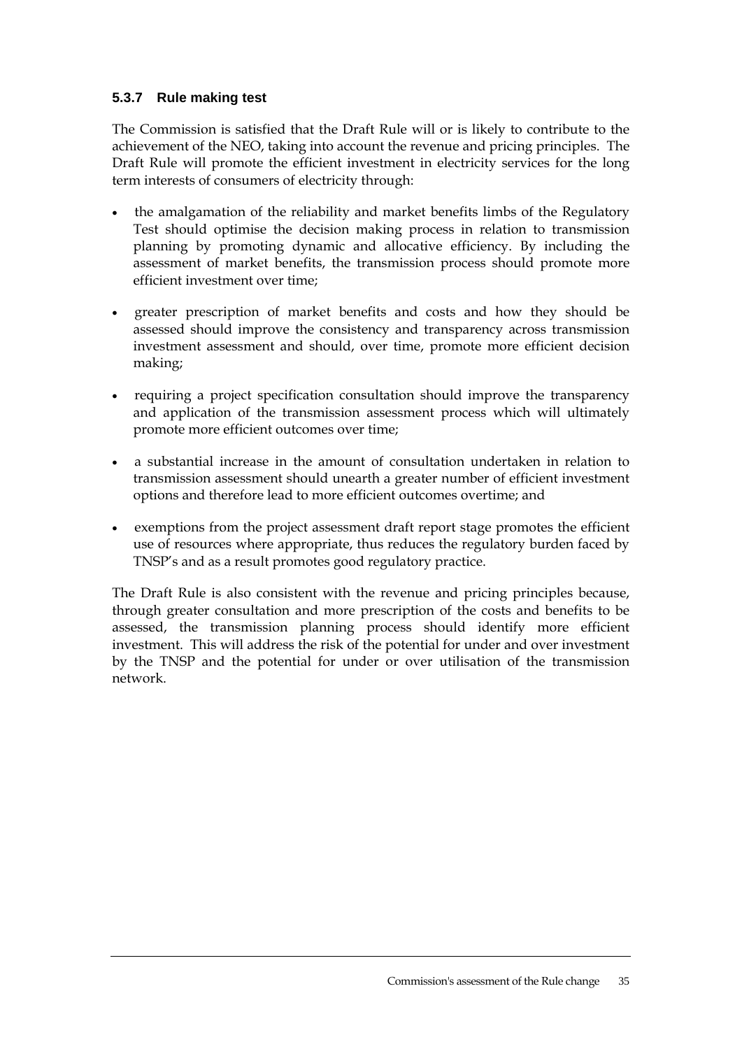### 5.3.7 Rule making test

The Commission is satisfied that the Draft Rule will or is likely to contribute to the achievement of the NEO, taking into account the revenue and pricing principles. The Draft Rule will promote the efficient investment in electricity services for the long term interests of consumers of electricity through:

- the amalgamation of the reliability and market benefits limbs of the Regulatory Test should optimise the decision making process in relation to transmission planning by promoting dynamic and allocative efficiency. By including the assessment of market benefits, the transmission process should promote more efficient investment over time;
- greater prescription of market benefits and costs and how they should be assessed should improve the consistency and transparency across transmission investment assessment and should, over time, promote more efficient decision making;
- requiring a project specification consultation should improve the transparency and application of the transmission assessment process which will ultimately promote more efficient outcomes over time;
- a substantial increase in the amount of consultation undertaken in relation to transmission assessment should unearth a greater number of efficient investment options and therefore lead to more efficient outcomes overtime; and
- exemptions from the project assessment draft report stage promotes the efficient use of resources where appropriate, thus reduces the regulatory burden faced by TNSP's and as a result promotes good regulatory practice.

The Draft Rule is also consistent with the revenue and pricing principles because, through greater consultation and more prescription of the costs and benefits to be assessed, the transmission planning process should identify more efficient investment. This will address the risk of the potential for under and over investment by the TNSP and the potential for under or over utilisation of the transmission network.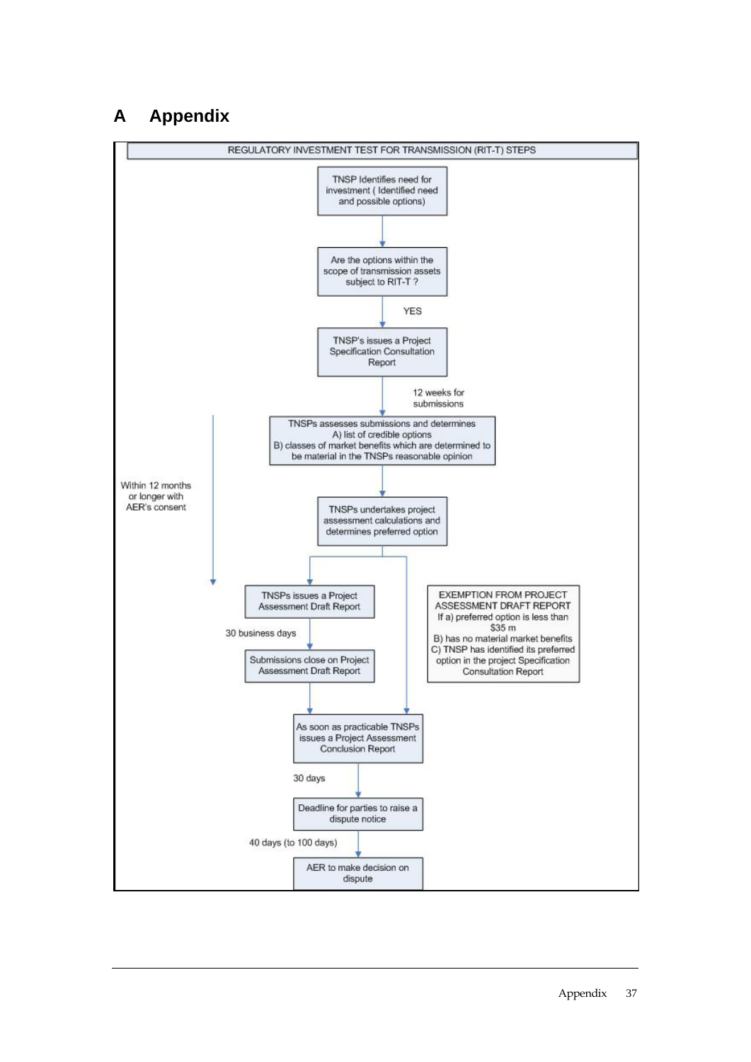# A Appendix

REGULATORY INVESTMENT TEST FOR TRANSMISSION (RIT-T) STEPS

TNSP Identifies need for investment ( Identified need and possible options)

Are the options within the scope of transmission assets subject to RIT-T ?

YES

TNSP's issues a Project Specification Consultation Report

12 weeks for submissions

TNSPs assesses submissions and determines
A) list of credible options
B) classes of market benefits which are determined to be material in the TNSPs reasonable opinion

Within 12 months or longer with AER's consent

TNSPs undertakes project assessment calculations and determines preferred option

TNSPs issues a Project Assessment Draft Report

EXEMPTION FROM PROJECT ASSESSMENT DRAFT REPORT
If a) preferred option is less than $35 m
B) has no material market benefits
C) TNSP has identified its preferred option in the project Specification Consultation Report

30 business days

Submissions close on Project Assessment Draft Report

As soon as practicable TNSPs issues a Project Assessment Conclusion Report

30 days

Deadline for parties to raise a dispute notice

40 days (to 100 days)

AER to make decision on dispute